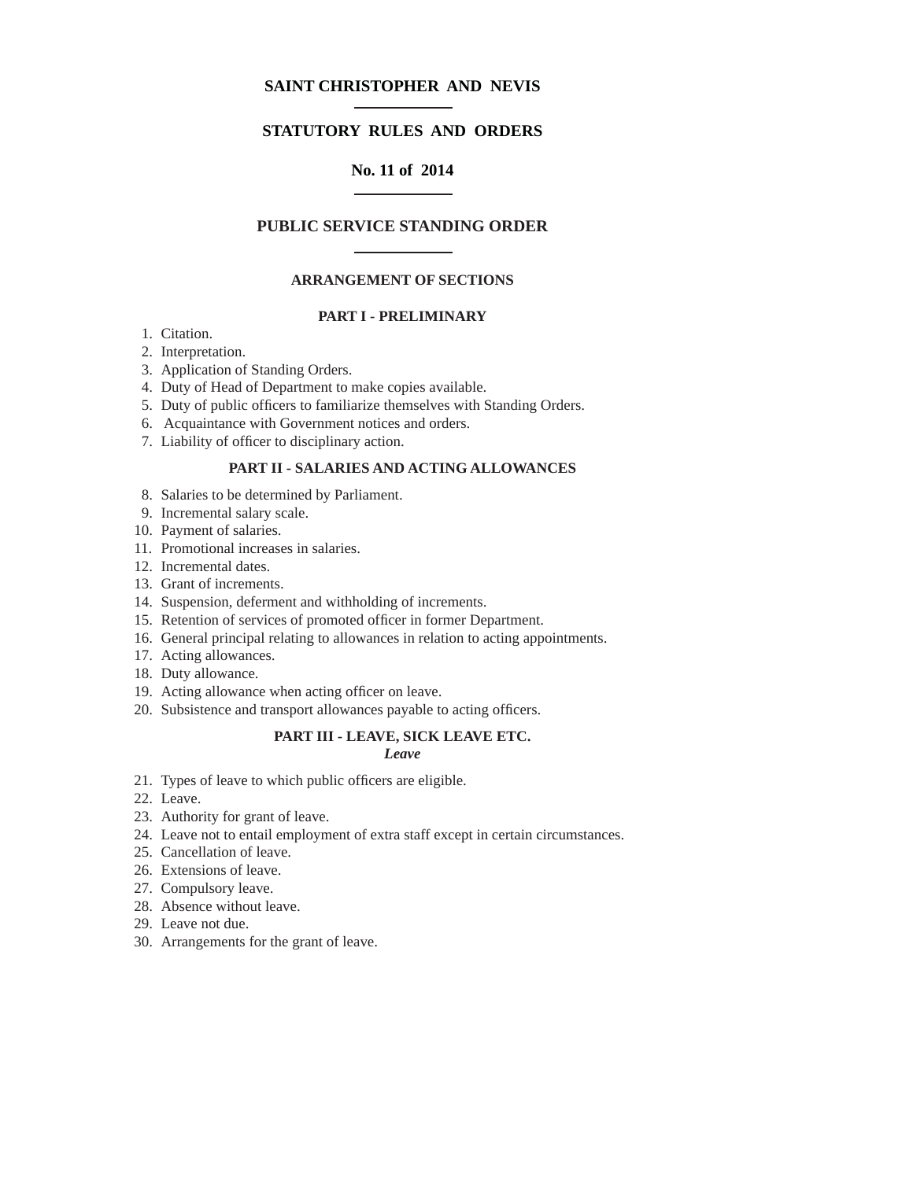# SAINT CHRISTOPHER AND NEVIS

## STATUTORY RULES AND ORDERS

## No. 11 of 2014

## PUBLIC SERVICE STANDING ORDER

### ARRANGEMENT OF SECTIONS

### PART I - PRELIMINARY

1. Citation.
2. Interpretation.
3. Application of Standing Orders.
4. Duty of Head of Department to make copies available.
5. Duty of public officers to familiarize themselves with Standing Orders.
6. Acquaintance with Government notices and orders.
7. Liability of officer to disciplinary action.

### PART II - SALARIES AND ACTING ALLOWANCES

8. Salaries to be determined by Parliament.
9. Incremental salary scale.
10. Payment of salaries.
11. Promotional increases in salaries.
12. Incremental dates.
13. Grant of increments.
14. Suspension, deferment and withholding of increments.
15. Retention of services of promoted officer in former Department.
16. General principal relating to allowances in relation to acting appointments.
17. Acting allowances.
18. Duty allowance.
19. Acting allowance when acting officer on leave.
20. Subsistence and transport allowances payable to acting officers.

### PART III - LEAVE, SICK LEAVE ETC.

***Leave***

21. Types of leave to which public officers are eligible.
22. Leave.
23. Authority for grant of leave.
24. Leave not to entail employment of extra staff except in certain circumstances.
25. Cancellation of leave.
26. Extensions of leave.
27. Compulsory leave.
28. Absence without leave.
29. Leave not due.
30. Arrangements for the grant of leave.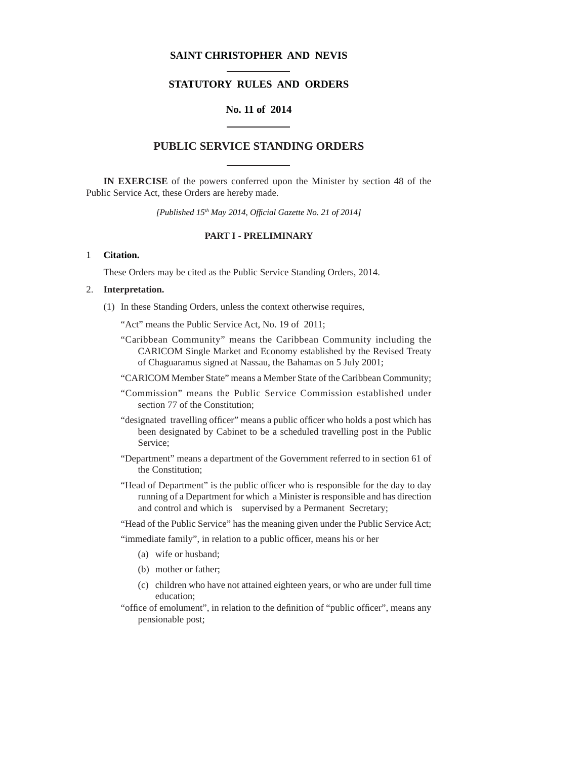# SAINT CHRISTOPHER AND NEVIS

## STATUTORY RULES AND ORDERS

## No. 11 of 2014

# PUBLIC SERVICE STANDING ORDERS

**IN EXERCISE** of the powers conferred upon the Minister by section 48 of the Public Service Act, these Orders are hereby made.

*[Published 15th May 2014, Official Gazette No. 21 of 2014]*

### PART I - PRELIMINARY

1 **Citation.**

These Orders may be cited as the Public Service Standing Orders, 2014.

2. **Interpretation.**

(1) In these Standing Orders, unless the context otherwise requires,

"Act" means the Public Service Act, No. 19 of 2011;

"Caribbean Community" means the Caribbean Community including the CARICOM Single Market and Economy established by the Revised Treaty of Chaguaramus signed at Nassau, the Bahamas on 5 July 2001;

"CARICOM Member State" means a Member State of the Caribbean Community;

"Commission" means the Public Service Commission established under section 77 of the Constitution;

"designated travelling officer" means a public officer who holds a post which has been designated by Cabinet to be a scheduled travelling post in the Public Service;

"Department" means a department of the Government referred to in section 61 of the Constitution;

"Head of Department" is the public officer who is responsible for the day to day running of a Department for which a Minister is responsible and has direction and control and which is supervised by a Permanent Secretary;

"Head of the Public Service" has the meaning given under the Public Service Act;

"immediate family", in relation to a public officer, means his or her

(a) wife or husband;

(b) mother or father;

(c) children who have not attained eighteen years, or who are under full time education;

"office of emolument", in relation to the definition of "public officer", means any pensionable post;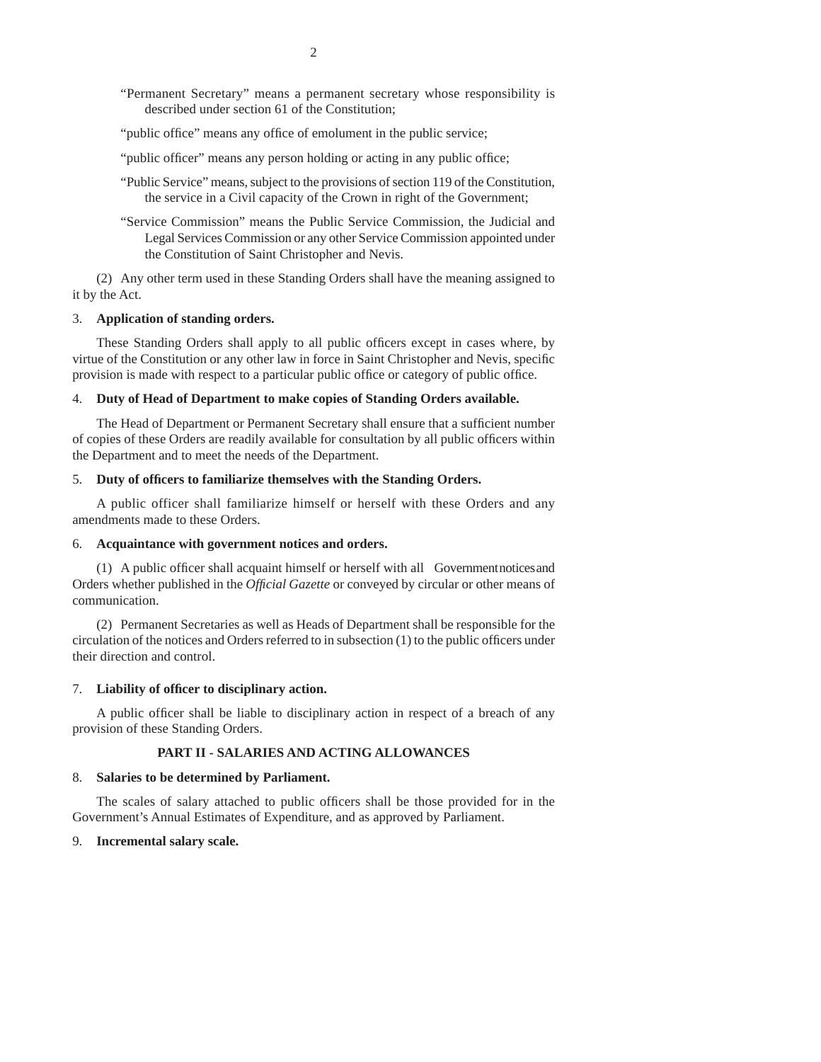"Permanent Secretary" means a permanent secretary whose responsibility is described under section 61 of the Constitution;

"public office" means any office of emolument in the public service;

"public officer" means any person holding or acting in any public office;

"Public Service" means, subject to the provisions of section 119 of the Constitution, the service in a Civil capacity of the Crown in right of the Government;

"Service Commission" means the Public Service Commission, the Judicial and Legal Services Commission or any other Service Commission appointed under the Constitution of Saint Christopher and Nevis.

(2) Any other term used in these Standing Orders shall have the meaning assigned to it by the Act.

3. **Application of standing orders.**

These Standing Orders shall apply to all public officers except in cases where, by virtue of the Constitution or any other law in force in Saint Christopher and Nevis, specific provision is made with respect to a particular public office or category of public office.

4. **Duty of Head of Department to make copies of Standing Orders available.**

The Head of Department or Permanent Secretary shall ensure that a sufficient number of copies of these Orders are readily available for consultation by all public officers within the Department and to meet the needs of the Department.

5. **Duty of officers to familiarize themselves with the Standing Orders.**

A public officer shall familiarize himself or herself with these Orders and any amendments made to these Orders.

6. **Acquaintance with government notices and orders.**

(1) A public officer shall acquaint himself or herself with all Government notices and Orders whether published in the *Official Gazette* or conveyed by circular or other means of communication.

(2) Permanent Secretaries as well as Heads of Department shall be responsible for the circulation of the notices and Orders referred to in subsection (1) to the public officers under their direction and control.

7. **Liability of officer to disciplinary action.**

A public officer shall be liable to disciplinary action in respect of a breach of any provision of these Standing Orders.

## PART II - SALARIES AND ACTING ALLOWANCES

8. **Salaries to be determined by Parliament.**

The scales of salary attached to public officers shall be those provided for in the Government's Annual Estimates of Expenditure, and as approved by Parliament.

9. **Incremental salary scale.**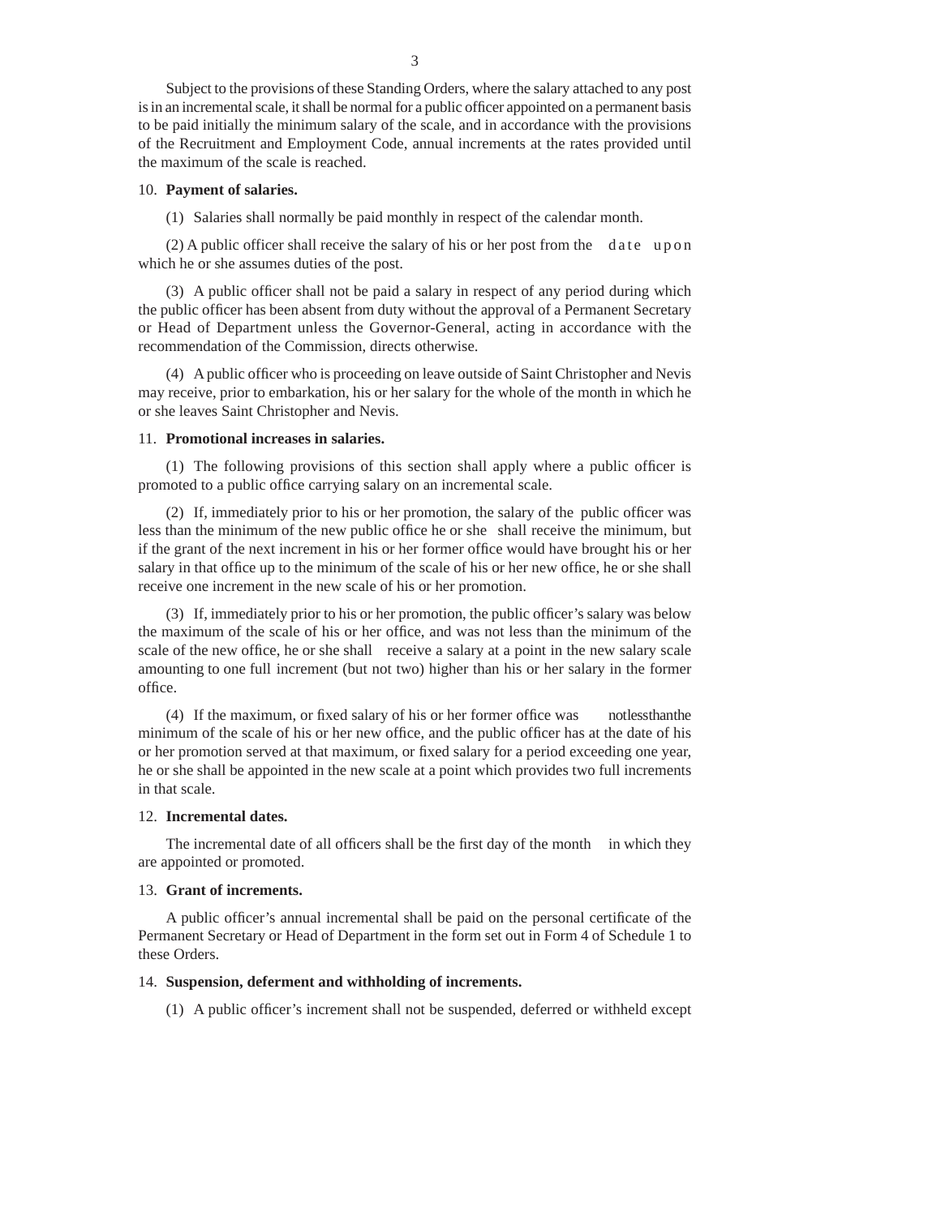Subject to the provisions of these Standing Orders, where the salary attached to any post is in an incremental scale, it shall be normal for a public officer appointed on a permanent basis to be paid initially the minimum salary of the scale, and in accordance with the provisions of the Recruitment and Employment Code, annual increments at the rates provided until the maximum of the scale is reached.

10. **Payment of salaries.**

(1) Salaries shall normally be paid monthly in respect of the calendar month.

(2) A public officer shall receive the salary of his or her post from the date upon which he or she assumes duties of the post.

(3) A public officer shall not be paid a salary in respect of any period during which the public officer has been absent from duty without the approval of a Permanent Secretary or Head of Department unless the Governor-General, acting in accordance with the recommendation of the Commission, directs otherwise.

(4) A public officer who is proceeding on leave outside of Saint Christopher and Nevis may receive, prior to embarkation, his or her salary for the whole of the month in which he or she leaves Saint Christopher and Nevis.

11. **Promotional increases in salaries.**

(1) The following provisions of this section shall apply where a public officer is promoted to a public office carrying salary on an incremental scale.

(2) If, immediately prior to his or her promotion, the salary of the public officer was less than the minimum of the new public office he or she shall receive the minimum, but if the grant of the next increment in his or her former office would have brought his or her salary in that office up to the minimum of the scale of his or her new office, he or she shall receive one increment in the new scale of his or her promotion.

(3) If, immediately prior to his or her promotion, the public officer's salary was below the maximum of the scale of his or her office, and was not less than the minimum of the scale of the new office, he or she shall receive a salary at a point in the new salary scale amounting to one full increment (but not two) higher than his or her salary in the former office.

(4) If the maximum, or fixed salary of his or her former office was not less than the minimum of the scale of his or her new office, and the public officer has at the date of his or her promotion served at that maximum, or fixed salary for a period exceeding one year, he or she shall be appointed in the new scale at a point which provides two full increments in that scale.

12. **Incremental dates.**

The incremental date of all officers shall be the first day of the month in which they are appointed or promoted.

13. **Grant of increments.**

A public officer's annual incremental shall be paid on the personal certificate of the Permanent Secretary or Head of Department in the form set out in Form 4 of Schedule 1 to these Orders.

14. **Suspension, deferment and withholding of increments.**

(1) A public officer's increment shall not be suspended, deferred or withheld except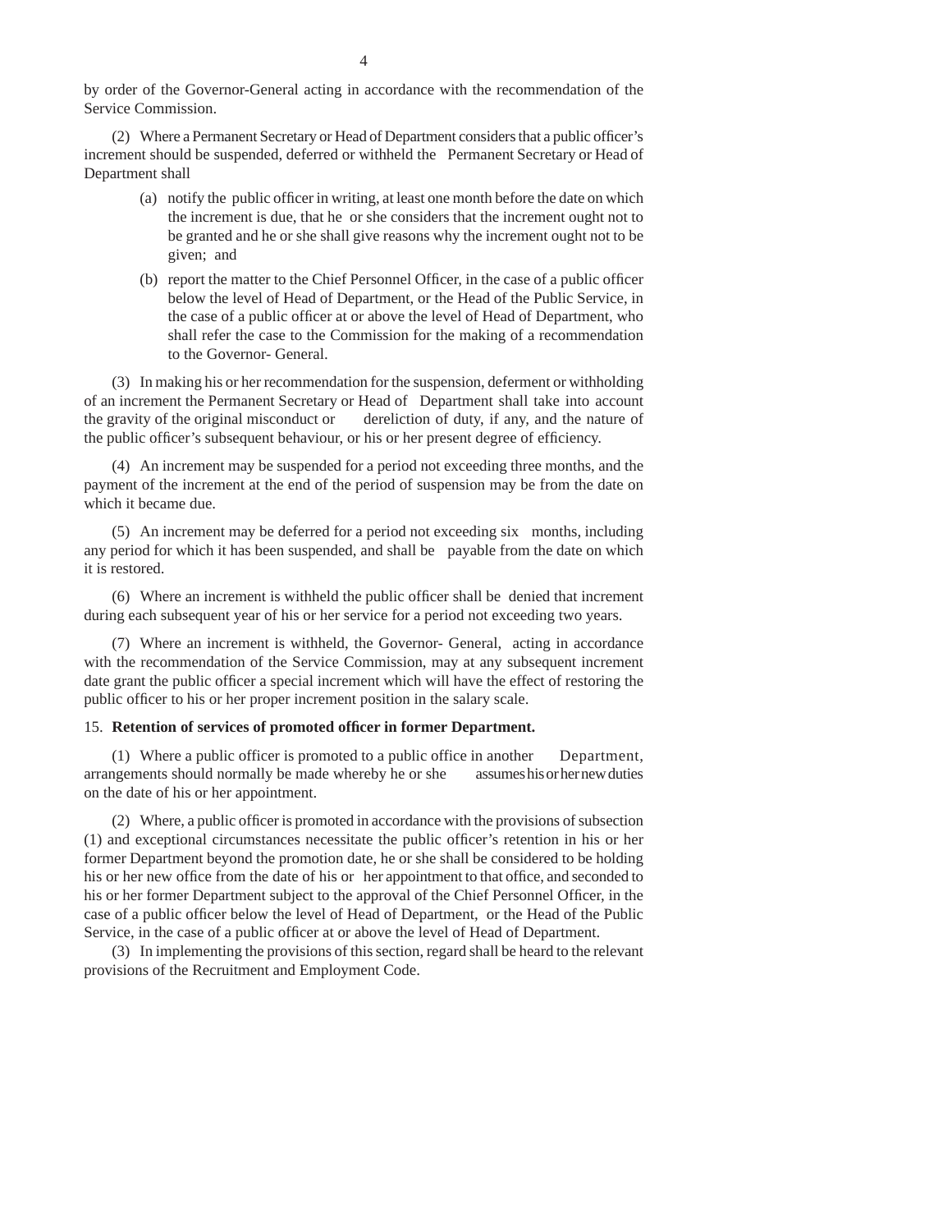by order of the Governor-General acting in accordance with the recommendation of the Service Commission.

(2) Where a Permanent Secretary or Head of Department considers that a public officer's increment should be suspended, deferred or withheld the Permanent Secretary or Head of Department shall

(a) notify the public officer in writing, at least one month before the date on which the increment is due, that he or she considers that the increment ought not to be granted and he or she shall give reasons why the increment ought not to be given; and

(b) report the matter to the Chief Personnel Officer, in the case of a public officer below the level of Head of Department, or the Head of the Public Service, in the case of a public officer at or above the level of Head of Department, who shall refer the case to the Commission for the making of a recommendation to the Governor- General.

(3) In making his or her recommendation for the suspension, deferment or withholding of an increment the Permanent Secretary or Head of Department shall take into account the gravity of the original misconduct or dereliction of duty, if any, and the nature of the public officer's subsequent behaviour, or his or her present degree of efficiency.

(4) An increment may be suspended for a period not exceeding three months, and the payment of the increment at the end of the period of suspension may be from the date on which it became due.

(5) An increment may be deferred for a period not exceeding six months, including any period for which it has been suspended, and shall be payable from the date on which it is restored.

(6) Where an increment is withheld the public officer shall be denied that increment during each subsequent year of his or her service for a period not exceeding two years.

(7) Where an increment is withheld, the Governor- General, acting in accordance with the recommendation of the Service Commission, may at any subsequent increment date grant the public officer a special increment which will have the effect of restoring the public officer to his or her proper increment position in the salary scale.

15. **Retention of services of promoted officer in former Department.**

(1) Where a public officer is promoted to a public office in another Department, arrangements should normally be made whereby he or she assumes his or her new duties on the date of his or her appointment.

(2) Where, a public officer is promoted in accordance with the provisions of subsection (1) and exceptional circumstances necessitate the public officer's retention in his or her former Department beyond the promotion date, he or she shall be considered to be holding his or her new office from the date of his or her appointment to that office, and seconded to his or her former Department subject to the approval of the Chief Personnel Officer, in the case of a public officer below the level of Head of Department, or the Head of the Public Service, in the case of a public officer at or above the level of Head of Department.

(3) In implementing the provisions of this section, regard shall be heard to the relevant provisions of the Recruitment and Employment Code.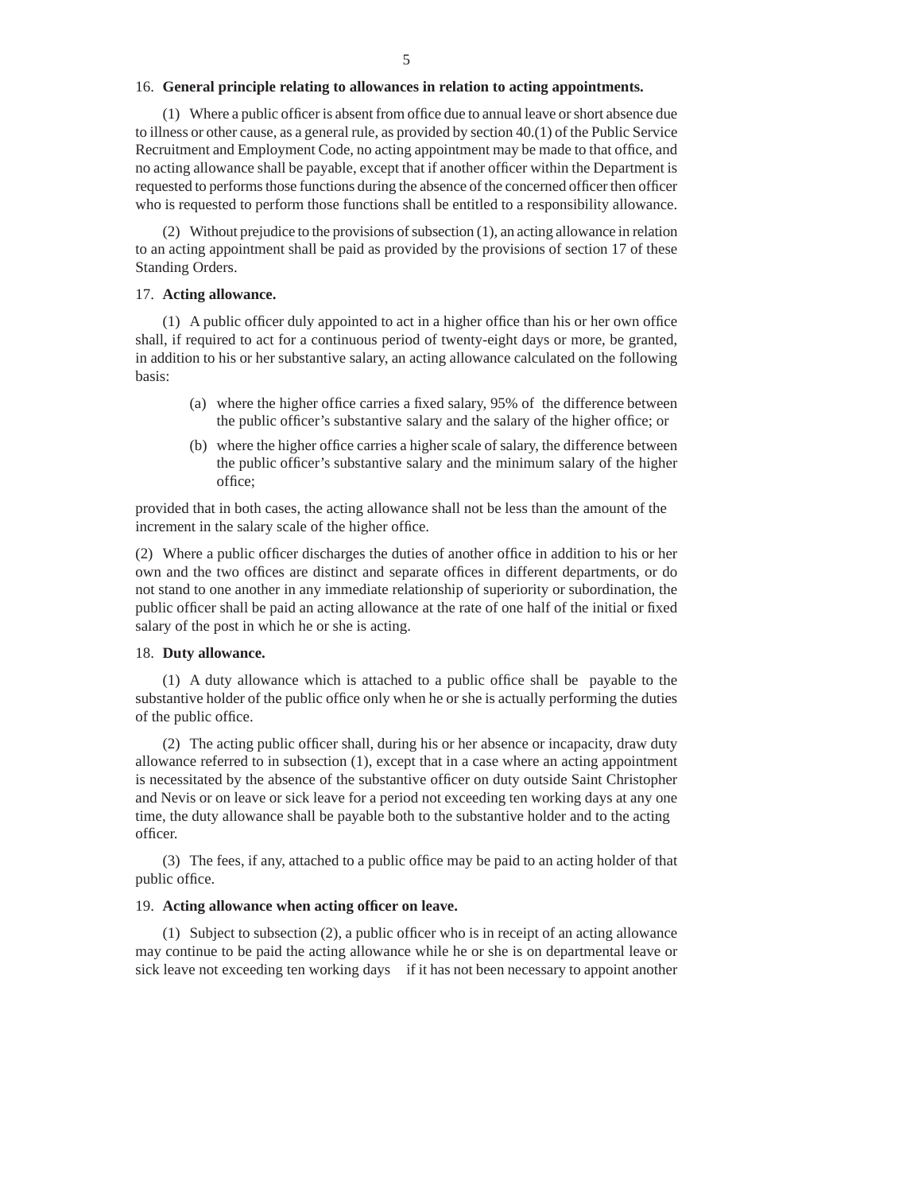16. **General principle relating to allowances in relation to acting appointments.**

(1) Where a public officer is absent from office due to annual leave or short absence due to illness or other cause, as a general rule, as provided by section 40.(1) of the Public Service Recruitment and Employment Code, no acting appointment may be made to that office, and no acting allowance shall be payable, except that if another officer within the Department is requested to performs those functions during the absence of the concerned officer then officer who is requested to perform those functions shall be entitled to a responsibility allowance.

(2) Without prejudice to the provisions of subsection (1), an acting allowance in relation to an acting appointment shall be paid as provided by the provisions of section 17 of these Standing Orders.

17. **Acting allowance.**

(1) A public officer duly appointed to act in a higher office than his or her own office shall, if required to act for a continuous period of twenty-eight days or more, be granted, in addition to his or her substantive salary, an acting allowance calculated on the following basis:

(a) where the higher office carries a fixed salary, 95% of the difference between the public officer's substantive salary and the salary of the higher office; or

(b) where the higher office carries a higher scale of salary, the difference between the public officer's substantive salary and the minimum salary of the higher office;

provided that in both cases, the acting allowance shall not be less than the amount of the increment in the salary scale of the higher office.

(2) Where a public officer discharges the duties of another office in addition to his or her own and the two offices are distinct and separate offices in different departments, or do not stand to one another in any immediate relationship of superiority or subordination, the public officer shall be paid an acting allowance at the rate of one half of the initial or fixed salary of the post in which he or she is acting.

18. **Duty allowance.**

(1) A duty allowance which is attached to a public office shall be payable to the substantive holder of the public office only when he or she is actually performing the duties of the public office.

(2) The acting public officer shall, during his or her absence or incapacity, draw duty allowance referred to in subsection (1), except that in a case where an acting appointment is necessitated by the absence of the substantive officer on duty outside Saint Christopher and Nevis or on leave or sick leave for a period not exceeding ten working days at any one time, the duty allowance shall be payable both to the substantive holder and to the acting officer.

(3) The fees, if any, attached to a public office may be paid to an acting holder of that public office.

19. **Acting allowance when acting officer on leave.**

(1) Subject to subsection (2), a public officer who is in receipt of an acting allowance may continue to be paid the acting allowance while he or she is on departmental leave or sick leave not exceeding ten working days if it has not been necessary to appoint another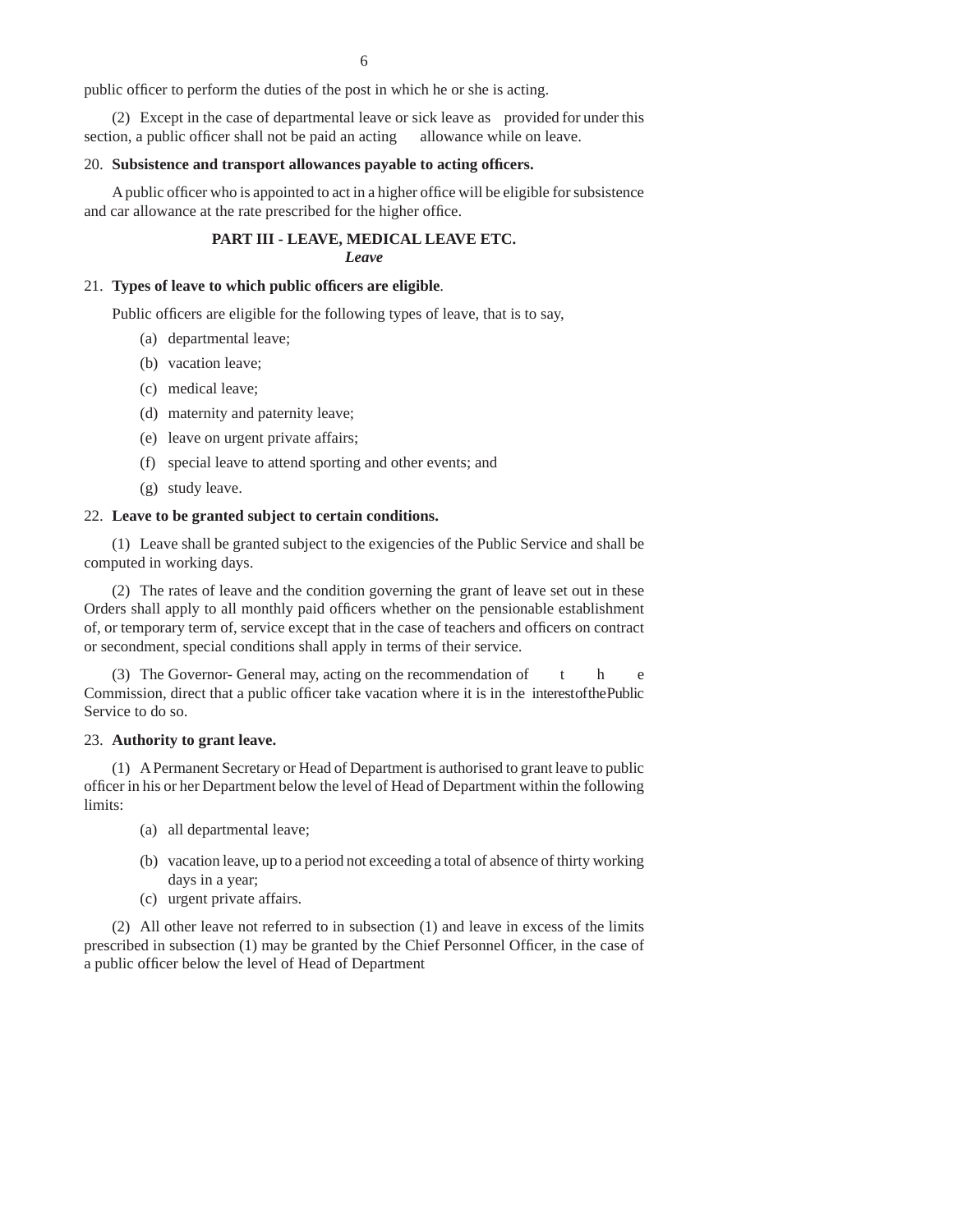public officer to perform the duties of the post in which he or she is acting.

(2) Except in the case of departmental leave or sick leave as provided for under this section, a public officer shall not be paid an acting allowance while on leave.

20. **Subsistence and transport allowances payable to acting officers.**

A public officer who is appointed to act in a higher office will be eligible for subsistence and car allowance at the rate prescribed for the higher office.

## PART III - LEAVE, MEDICAL LEAVE ETC.

***Leave***

21. **Types of leave to which public officers are eligible**.

Public officers are eligible for the following types of leave, that is to say,

(a) departmental leave;

(b) vacation leave;

(c) medical leave;

(d) maternity and paternity leave;

(e) leave on urgent private affairs;

(f) special leave to attend sporting and other events; and

(g) study leave.

22. **Leave to be granted subject to certain conditions.**

(1) Leave shall be granted subject to the exigencies of the Public Service and shall be computed in working days.

(2) The rates of leave and the condition governing the grant of leave set out in these Orders shall apply to all monthly paid officers whether on the pensionable establishment of, or temporary term of, service except that in the case of teachers and officers on contract or secondment, special conditions shall apply in terms of their service.

(3) The Governor- General may, acting on the recommendation of the Commission, direct that a public officer take vacation where it is in the interest of the Public Service to do so.

23. **Authority to grant leave.**

(1) A Permanent Secretary or Head of Department is authorised to grant leave to public officer in his or her Department below the level of Head of Department within the following limits:

(a) all departmental leave;

(b) vacation leave, up to a period not exceeding a total of absence of thirty working days in a year;

(c) urgent private affairs.

(2) All other leave not referred to in subsection (1) and leave in excess of the limits prescribed in subsection (1) may be granted by the Chief Personnel Officer, in the case of a public officer below the level of Head of Department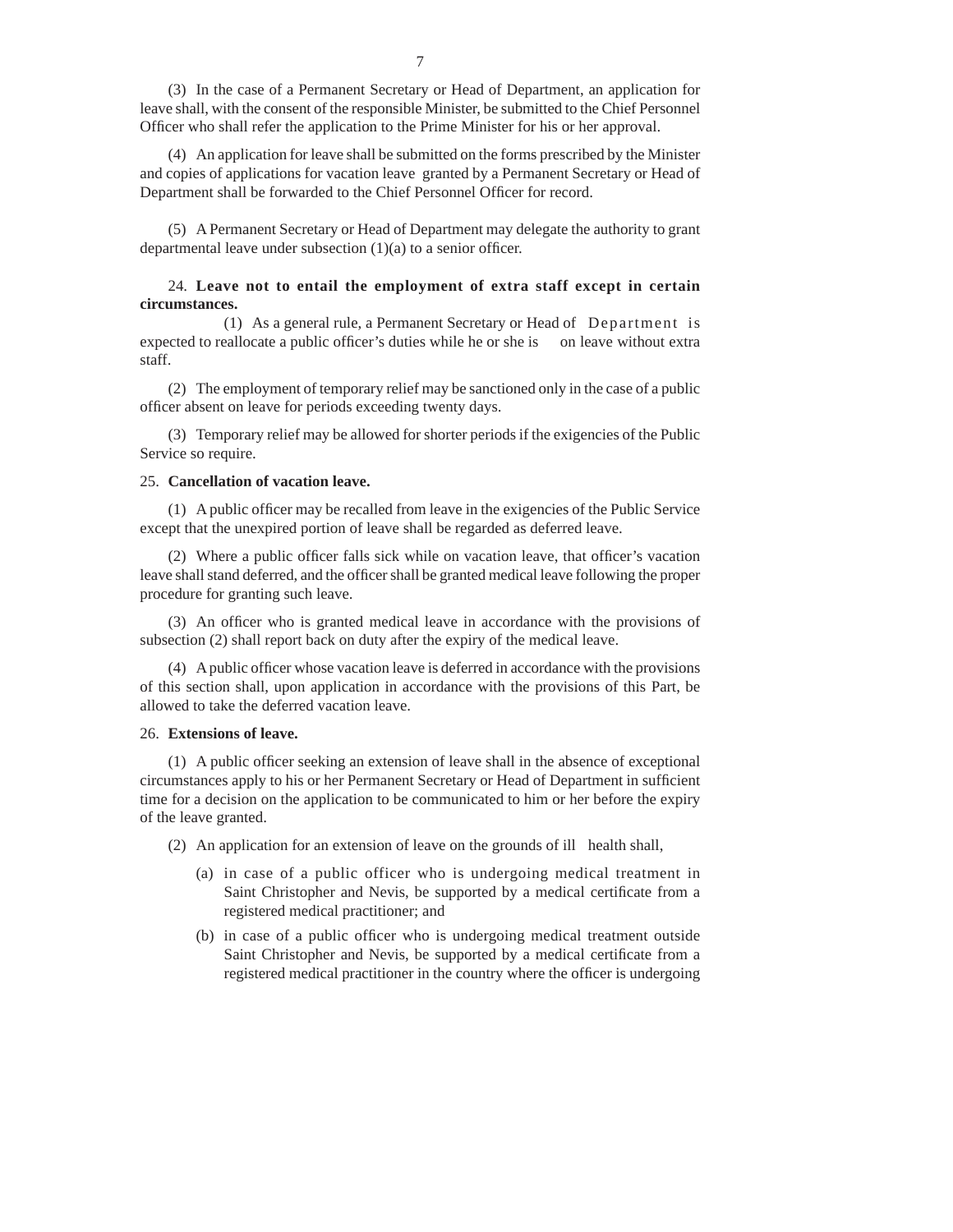(3) In the case of a Permanent Secretary or Head of Department, an application for leave shall, with the consent of the responsible Minister, be submitted to the Chief Personnel Officer who shall refer the application to the Prime Minister for his or her approval.

(4) An application for leave shall be submitted on the forms prescribed by the Minister and copies of applications for vacation leave granted by a Permanent Secretary or Head of Department shall be forwarded to the Chief Personnel Officer for record.

(5) A Permanent Secretary or Head of Department may delegate the authority to grant departmental leave under subsection (1)(a) to a senior officer.

24. **Leave not to entail the employment of extra staff except in certain circumstances.**

(1) As a general rule, a Permanent Secretary or Head of Department is expected to reallocate a public officer's duties while he or she is on leave without extra staff.

(2) The employment of temporary relief may be sanctioned only in the case of a public officer absent on leave for periods exceeding twenty days.

(3) Temporary relief may be allowed for shorter periods if the exigencies of the Public Service so require.

25. **Cancellation of vacation leave.**

(1) A public officer may be recalled from leave in the exigencies of the Public Service except that the unexpired portion of leave shall be regarded as deferred leave.

(2) Where a public officer falls sick while on vacation leave, that officer's vacation leave shall stand deferred, and the officer shall be granted medical leave following the proper procedure for granting such leave.

(3) An officer who is granted medical leave in accordance with the provisions of subsection (2) shall report back on duty after the expiry of the medical leave.

(4) A public officer whose vacation leave is deferred in accordance with the provisions of this section shall, upon application in accordance with the provisions of this Part, be allowed to take the deferred vacation leave.

26. **Extensions of leave.**

(1) A public officer seeking an extension of leave shall in the absence of exceptional circumstances apply to his or her Permanent Secretary or Head of Department in sufficient time for a decision on the application to be communicated to him or her before the expiry of the leave granted.

(2) An application for an extension of leave on the grounds of ill health shall,

(a) in case of a public officer who is undergoing medical treatment in Saint Christopher and Nevis, be supported by a medical certificate from a registered medical practitioner; and

(b) in case of a public officer who is undergoing medical treatment outside Saint Christopher and Nevis, be supported by a medical certificate from a registered medical practitioner in the country where the officer is undergoing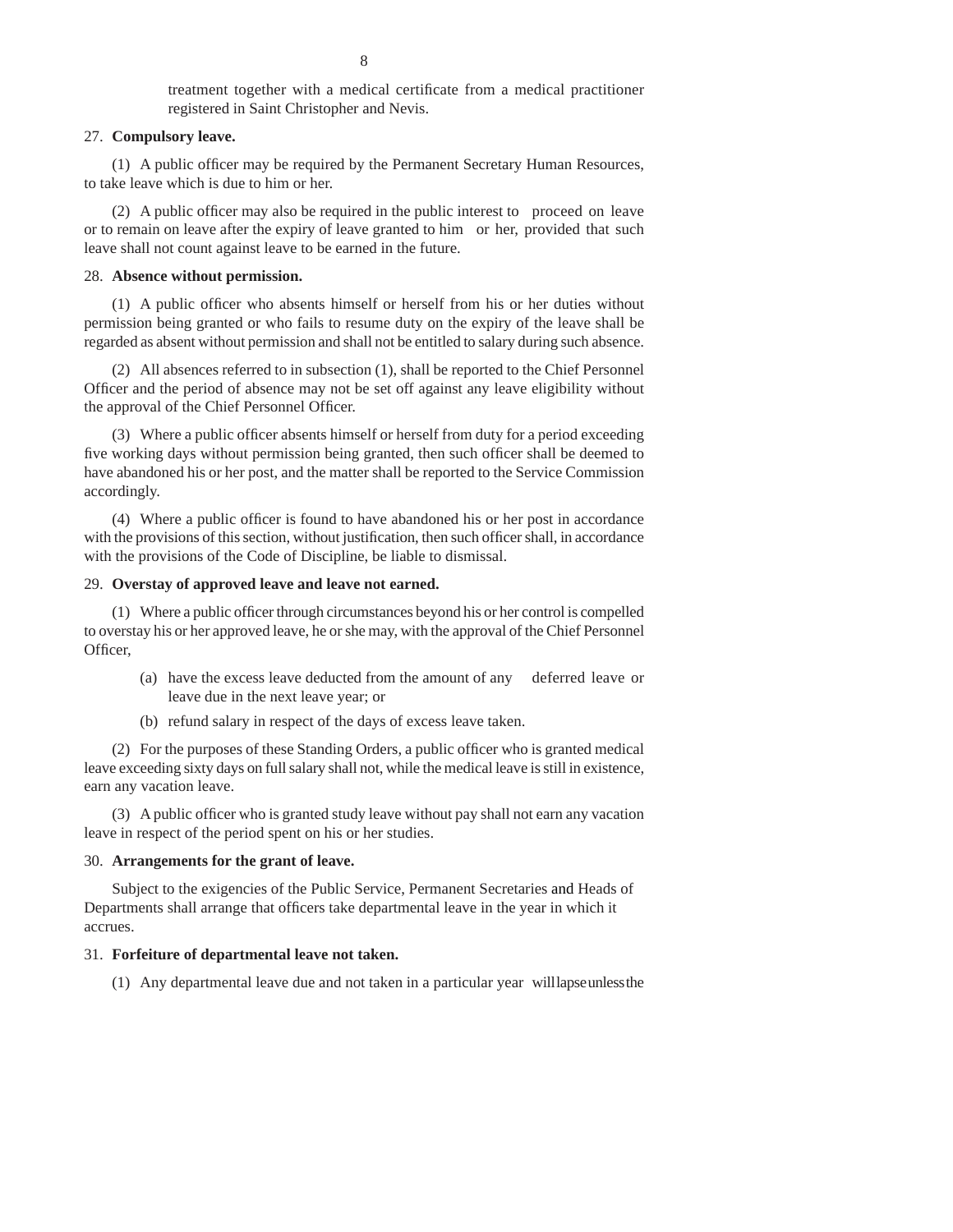treatment together with a medical certificate from a medical practitioner registered in Saint Christopher and Nevis.

27. **Compulsory leave.**

(1) A public officer may be required by the Permanent Secretary Human Resources, to take leave which is due to him or her.

(2) A public officer may also be required in the public interest to proceed on leave or to remain on leave after the expiry of leave granted to him or her, provided that such leave shall not count against leave to be earned in the future.

28. **Absence without permission.**

(1) A public officer who absents himself or herself from his or her duties without permission being granted or who fails to resume duty on the expiry of the leave shall be regarded as absent without permission and shall not be entitled to salary during such absence.

(2) All absences referred to in subsection (1), shall be reported to the Chief Personnel Officer and the period of absence may not be set off against any leave eligibility without the approval of the Chief Personnel Officer.

(3) Where a public officer absents himself or herself from duty for a period exceeding five working days without permission being granted, then such officer shall be deemed to have abandoned his or her post, and the matter shall be reported to the Service Commission accordingly.

(4) Where a public officer is found to have abandoned his or her post in accordance with the provisions of this section, without justification, then such officer shall, in accordance with the provisions of the Code of Discipline, be liable to dismissal.

29. **Overstay of approved leave and leave not earned.**

(1) Where a public officer through circumstances beyond his or her control is compelled to overstay his or her approved leave, he or she may, with the approval of the Chief Personnel Officer,

(a) have the excess leave deducted from the amount of any deferred leave or leave due in the next leave year; or

(b) refund salary in respect of the days of excess leave taken.

(2) For the purposes of these Standing Orders, a public officer who is granted medical leave exceeding sixty days on full salary shall not, while the medical leave is still in existence, earn any vacation leave.

(3) A public officer who is granted study leave without pay shall not earn any vacation leave in respect of the period spent on his or her studies.

30. **Arrangements for the grant of leave.**

Subject to the exigencies of the Public Service, Permanent Secretaries and Heads of Departments shall arrange that officers take departmental leave in the year in which it accrues.

31. **Forfeiture of departmental leave not taken.**

(1) Any departmental leave due and not taken in a particular year will lapse unless the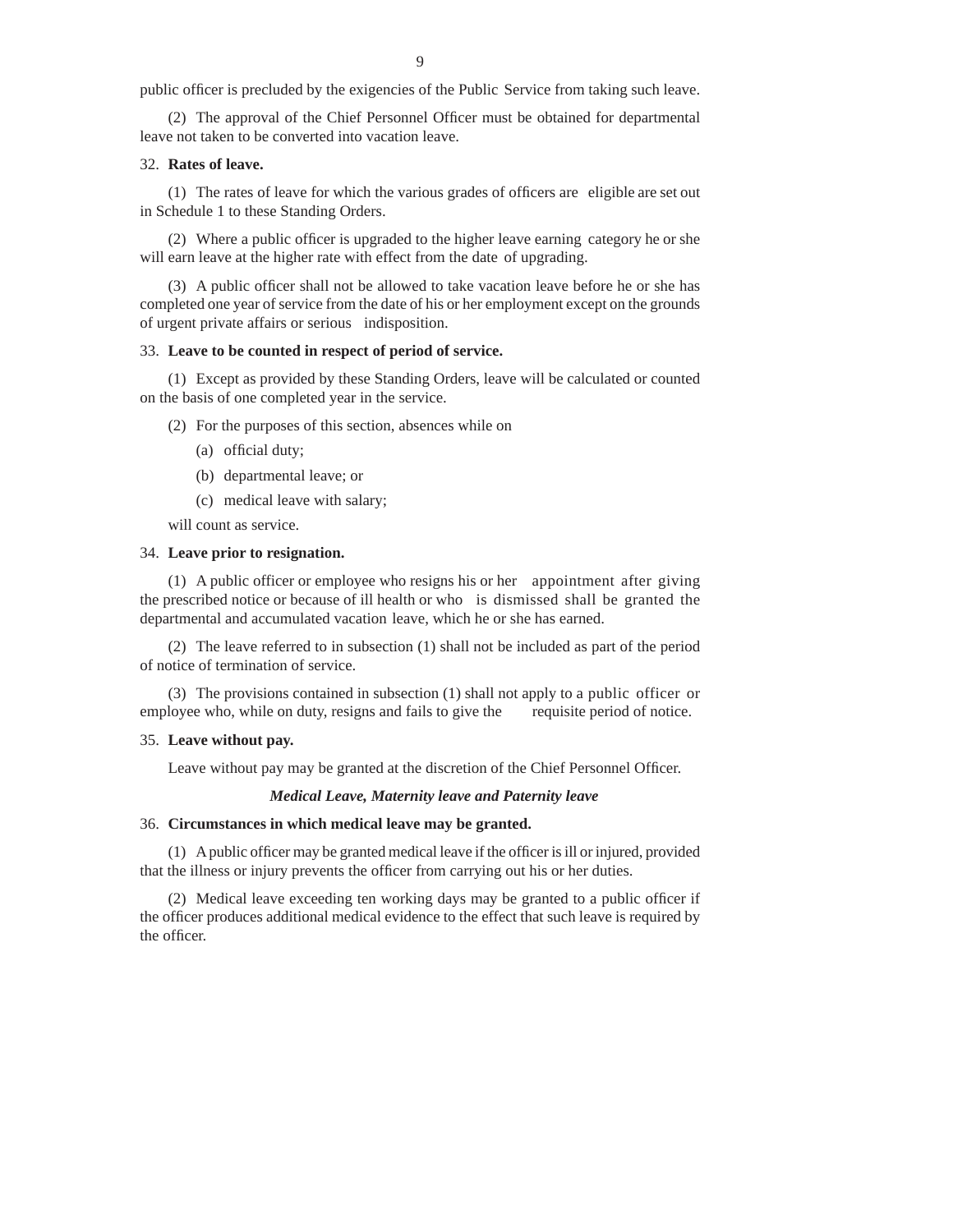public officer is precluded by the exigencies of the Public Service from taking such leave.

(2) The approval of the Chief Personnel Officer must be obtained for departmental leave not taken to be converted into vacation leave.

32. **Rates of leave.**

(1) The rates of leave for which the various grades of officers are eligible are set out in Schedule 1 to these Standing Orders.

(2) Where a public officer is upgraded to the higher leave earning category he or she will earn leave at the higher rate with effect from the date of upgrading.

(3) A public officer shall not be allowed to take vacation leave before he or she has completed one year of service from the date of his or her employment except on the grounds of urgent private affairs or serious indisposition.

33. **Leave to be counted in respect of period of service.**

(1) Except as provided by these Standing Orders, leave will be calculated or counted on the basis of one completed year in the service.

(2) For the purposes of this section, absences while on

(a) official duty;

(b) departmental leave; or

(c) medical leave with salary;

will count as service.

34. **Leave prior to resignation.**

(1) A public officer or employee who resigns his or her appointment after giving the prescribed notice or because of ill health or who is dismissed shall be granted the departmental and accumulated vacation leave, which he or she has earned.

(2) The leave referred to in subsection (1) shall not be included as part of the period of notice of termination of service.

(3) The provisions contained in subsection (1) shall not apply to a public officer or employee who, while on duty, resigns and fails to give the requisite period of notice.

35. **Leave without pay.**

Leave without pay may be granted at the discretion of the Chief Personnel Officer.

***Medical Leave, Maternity leave and Paternity leave***

36. **Circumstances in which medical leave may be granted.**

(1) A public officer may be granted medical leave if the officer is ill or injured, provided that the illness or injury prevents the officer from carrying out his or her duties.

(2) Medical leave exceeding ten working days may be granted to a public officer if the officer produces additional medical evidence to the effect that such leave is required by the officer.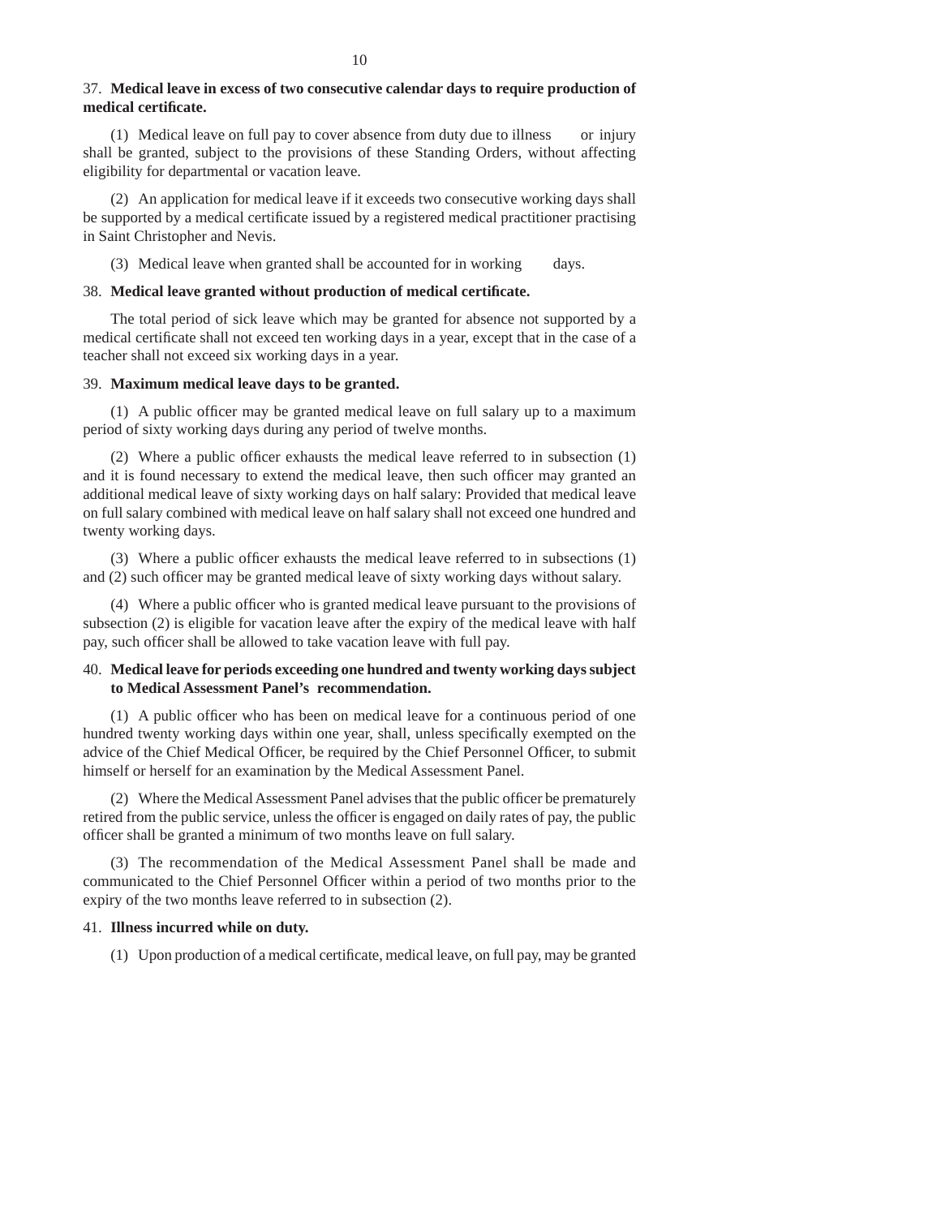37. **Medical leave in excess of two consecutive calendar days to require production of medical certificate.**

(1) Medical leave on full pay to cover absence from duty due to illness or injury shall be granted, subject to the provisions of these Standing Orders, without affecting eligibility for departmental or vacation leave.

(2) An application for medical leave if it exceeds two consecutive working days shall be supported by a medical certificate issued by a registered medical practitioner practising in Saint Christopher and Nevis.

(3) Medical leave when granted shall be accounted for in working days.

38. **Medical leave granted without production of medical certificate.**

The total period of sick leave which may be granted for absence not supported by a medical certificate shall not exceed ten working days in a year, except that in the case of a teacher shall not exceed six working days in a year.

39. **Maximum medical leave days to be granted.**

(1) A public officer may be granted medical leave on full salary up to a maximum period of sixty working days during any period of twelve months.

(2) Where a public officer exhausts the medical leave referred to in subsection (1) and it is found necessary to extend the medical leave, then such officer may granted an additional medical leave of sixty working days on half salary: Provided that medical leave on full salary combined with medical leave on half salary shall not exceed one hundred and twenty working days.

(3) Where a public officer exhausts the medical leave referred to in subsections (1) and (2) such officer may be granted medical leave of sixty working days without salary.

(4) Where a public officer who is granted medical leave pursuant to the provisions of subsection (2) is eligible for vacation leave after the expiry of the medical leave with half pay, such officer shall be allowed to take vacation leave with full pay.

40. **Medical leave for periods exceeding one hundred and twenty working days subject to Medical Assessment Panel's recommendation.**

(1) A public officer who has been on medical leave for a continuous period of one hundred twenty working days within one year, shall, unless specifically exempted on the advice of the Chief Medical Officer, be required by the Chief Personnel Officer, to submit himself or herself for an examination by the Medical Assessment Panel.

(2) Where the Medical Assessment Panel advises that the public officer be prematurely retired from the public service, unless the officer is engaged on daily rates of pay, the public officer shall be granted a minimum of two months leave on full salary.

(3) The recommendation of the Medical Assessment Panel shall be made and communicated to the Chief Personnel Officer within a period of two months prior to the expiry of the two months leave referred to in subsection (2).

41. **Illness incurred while on duty.**

(1) Upon production of a medical certificate, medical leave, on full pay, may be granted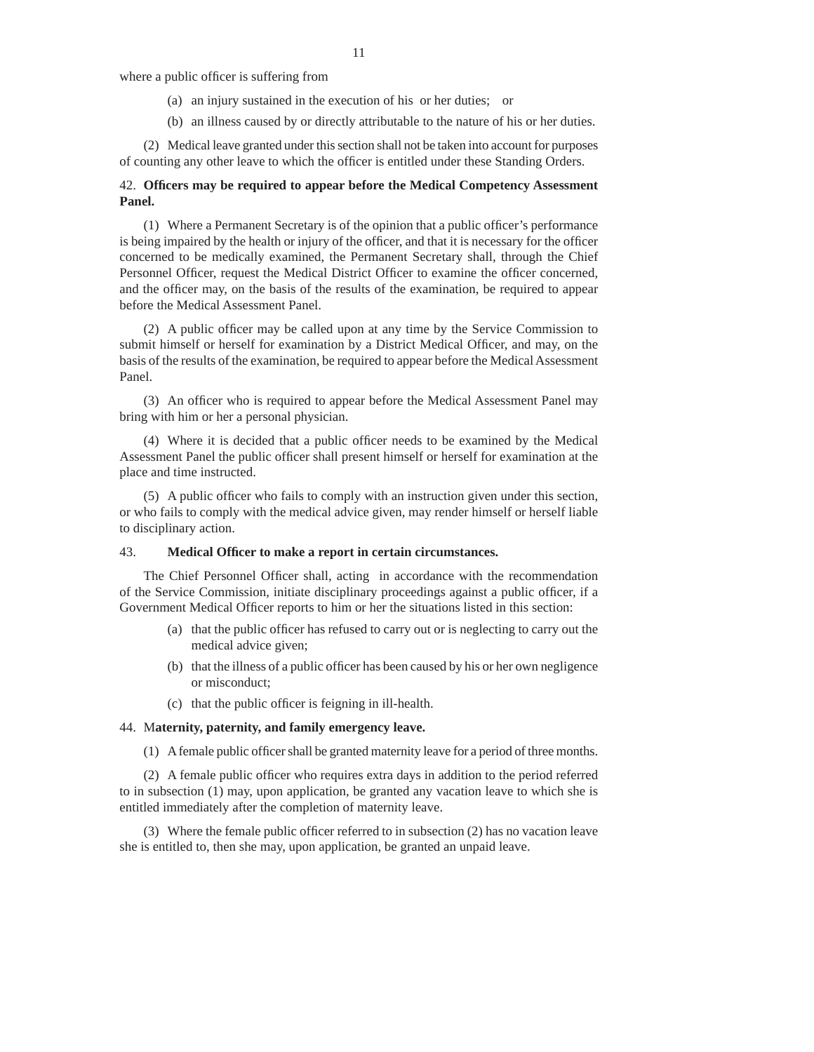where a public officer is suffering from

(a) an injury sustained in the execution of his or her duties; or

(b) an illness caused by or directly attributable to the nature of his or her duties.

(2) Medical leave granted under this section shall not be taken into account for purposes of counting any other leave to which the officer is entitled under these Standing Orders.

42. **Officers may be required to appear before the Medical Competency Assessment Panel.**

(1) Where a Permanent Secretary is of the opinion that a public officer's performance is being impaired by the health or injury of the officer, and that it is necessary for the officer concerned to be medically examined, the Permanent Secretary shall, through the Chief Personnel Officer, request the Medical District Officer to examine the officer concerned, and the officer may, on the basis of the results of the examination, be required to appear before the Medical Assessment Panel.

(2) A public officer may be called upon at any time by the Service Commission to submit himself or herself for examination by a District Medical Officer, and may, on the basis of the results of the examination, be required to appear before the Medical Assessment Panel.

(3) An officer who is required to appear before the Medical Assessment Panel may bring with him or her a personal physician.

(4) Where it is decided that a public officer needs to be examined by the Medical Assessment Panel the public officer shall present himself or herself for examination at the place and time instructed.

(5) A public officer who fails to comply with an instruction given under this section, or who fails to comply with the medical advice given, may render himself or herself liable to disciplinary action.

43. **Medical Officer to make a report in certain circumstances.**

The Chief Personnel Officer shall, acting in accordance with the recommendation of the Service Commission, initiate disciplinary proceedings against a public officer, if a Government Medical Officer reports to him or her the situations listed in this section:

(a) that the public officer has refused to carry out or is neglecting to carry out the medical advice given;

(b) that the illness of a public officer has been caused by his or her own negligence or misconduct;

(c) that the public officer is feigning in ill-health.

44. M**aternity, paternity, and family emergency leave.**

(1) A female public officer shall be granted maternity leave for a period of three months.

(2) A female public officer who requires extra days in addition to the period referred to in subsection (1) may, upon application, be granted any vacation leave to which she is entitled immediately after the completion of maternity leave.

(3) Where the female public officer referred to in subsection (2) has no vacation leave she is entitled to, then she may, upon application, be granted an unpaid leave.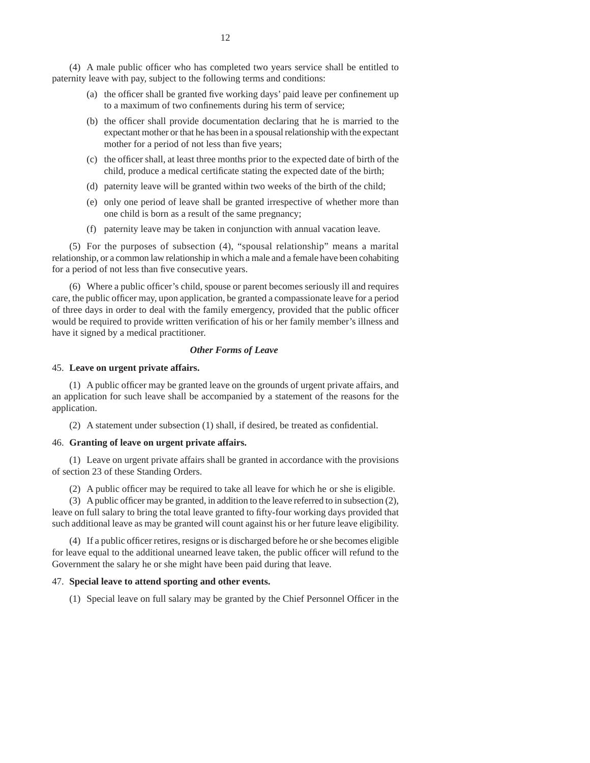(4) A male public officer who has completed two years service shall be entitled to paternity leave with pay, subject to the following terms and conditions:

(a) the officer shall be granted five working days' paid leave per confinement up to a maximum of two confinements during his term of service;

(b) the officer shall provide documentation declaring that he is married to the expectant mother or that he has been in a spousal relationship with the expectant mother for a period of not less than five years;

(c) the officer shall, at least three months prior to the expected date of birth of the child, produce a medical certificate stating the expected date of the birth;

(d) paternity leave will be granted within two weeks of the birth of the child;

(e) only one period of leave shall be granted irrespective of whether more than one child is born as a result of the same pregnancy;

(f) paternity leave may be taken in conjunction with annual vacation leave.

(5) For the purposes of subsection (4), "spousal relationship" means a marital relationship, or a common law relationship in which a male and a female have been cohabiting for a period of not less than five consecutive years.

(6) Where a public officer's child, spouse or parent becomes seriously ill and requires care, the public officer may, upon application, be granted a compassionate leave for a period of three days in order to deal with the family emergency, provided that the public officer would be required to provide written verification of his or her family member's illness and have it signed by a medical practitioner.

### *Other Forms of Leave*

45. **Leave on urgent private affairs.**

(1) A public officer may be granted leave on the grounds of urgent private affairs, and an application for such leave shall be accompanied by a statement of the reasons for the application.

(2) A statement under subsection (1) shall, if desired, be treated as confidential.

46. **Granting of leave on urgent private affairs.**

(1) Leave on urgent private affairs shall be granted in accordance with the provisions of section 23 of these Standing Orders.

(2) A public officer may be required to take all leave for which he or she is eligible.

(3) A public officer may be granted, in addition to the leave referred to in subsection (2), leave on full salary to bring the total leave granted to fifty-four working days provided that such additional leave as may be granted will count against his or her future leave eligibility.

(4) If a public officer retires, resigns or is discharged before he or she becomes eligible for leave equal to the additional unearned leave taken, the public officer will refund to the Government the salary he or she might have been paid during that leave.

47. **Special leave to attend sporting and other events.**

(1) Special leave on full salary may be granted by the Chief Personnel Officer in the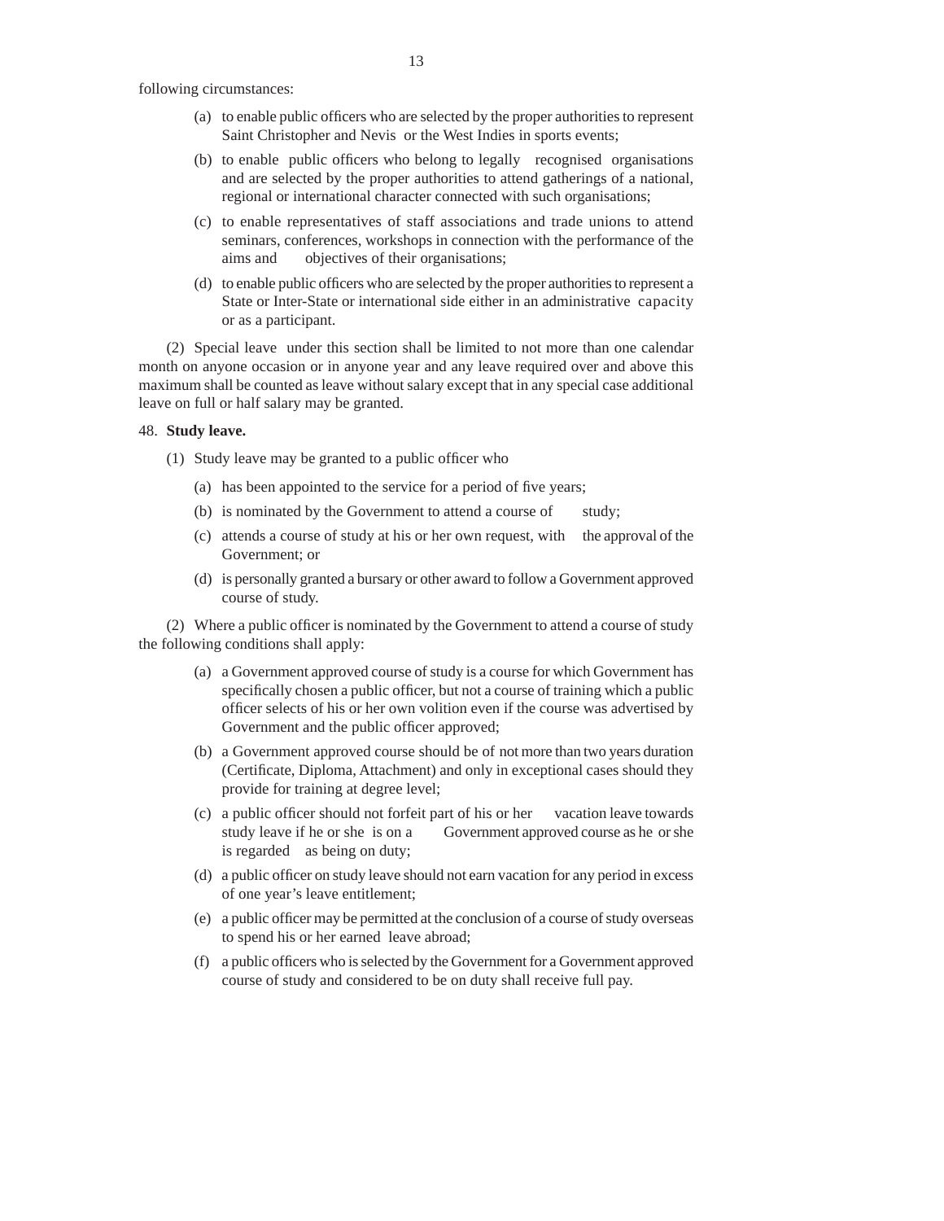following circumstances:

(a) to enable public officers who are selected by the proper authorities to represent Saint Christopher and Nevis or the West Indies in sports events;

(b) to enable public officers who belong to legally recognised organisations and are selected by the proper authorities to attend gatherings of a national, regional or international character connected with such organisations;

(c) to enable representatives of staff associations and trade unions to attend seminars, conferences, workshops in connection with the performance of the aims and objectives of their organisations;

(d) to enable public officers who are selected by the proper authorities to represent a State or Inter-State or international side either in an administrative capacity or as a participant.

(2) Special leave under this section shall be limited to not more than one calendar month on anyone occasion or in anyone year and any leave required over and above this maximum shall be counted as leave without salary except that in any special case additional leave on full or half salary may be granted.

48. **Study leave.**

(1) Study leave may be granted to a public officer who

(a) has been appointed to the service for a period of five years;

(b) is nominated by the Government to attend a course of study;

(c) attends a course of study at his or her own request, with the approval of the Government; or

(d) is personally granted a bursary or other award to follow a Government approved course of study.

(2) Where a public officer is nominated by the Government to attend a course of study the following conditions shall apply:

(a) a Government approved course of study is a course for which Government has specifically chosen a public officer, but not a course of training which a public officer selects of his or her own volition even if the course was advertised by Government and the public officer approved;

(b) a Government approved course should be of not more than two years duration (Certificate, Diploma, Attachment) and only in exceptional cases should they provide for training at degree level;

(c) a public officer should not forfeit part of his or her vacation leave towards study leave if he or she is on a Government approved course as he or she is regarded as being on duty;

(d) a public officer on study leave should not earn vacation for any period in excess of one year's leave entitlement;

(e) a public officer may be permitted at the conclusion of a course of study overseas to spend his or her earned leave abroad;

(f) a public officers who is selected by the Government for a Government approved course of study and considered to be on duty shall receive full pay.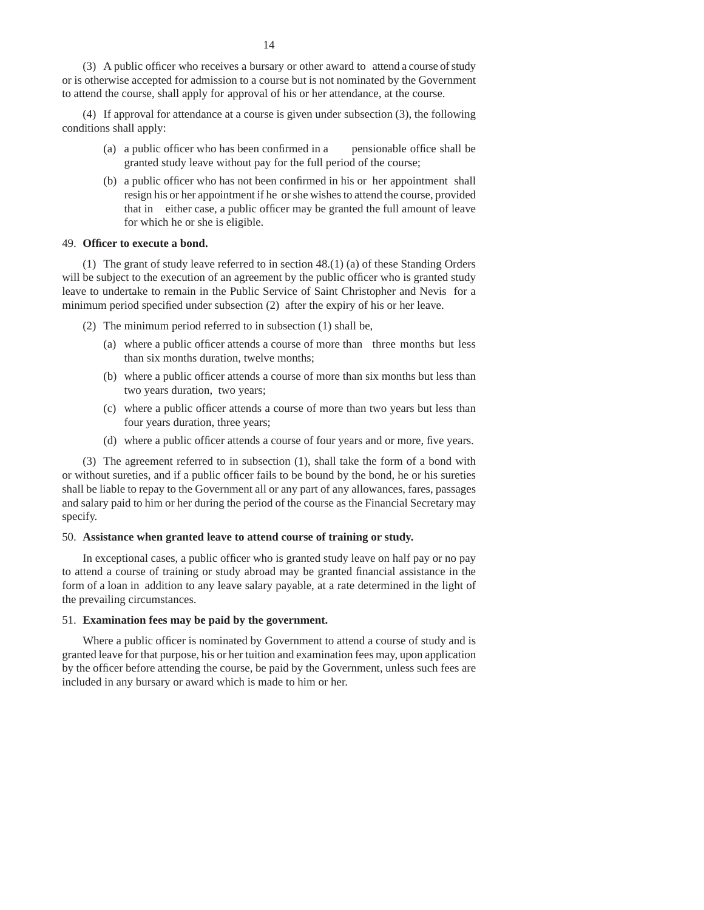(3) A public officer who receives a bursary or other award to attend a course of study or is otherwise accepted for admission to a course but is not nominated by the Government to attend the course, shall apply for approval of his or her attendance, at the course.

(4) If approval for attendance at a course is given under subsection (3), the following conditions shall apply:

- (a) a public officer who has been confirmed in a pensionable office shall be granted study leave without pay for the full period of the course;
- (b) a public officer who has not been confirmed in his or her appointment shall resign his or her appointment if he or she wishes to attend the course, provided that in either case, a public officer may be granted the full amount of leave for which he or she is eligible.

49. **Officer to execute a bond.**

(1) The grant of study leave referred to in section 48.(1) (a) of these Standing Orders will be subject to the execution of an agreement by the public officer who is granted study leave to undertake to remain in the Public Service of Saint Christopher and Nevis for a minimum period specified under subsection (2) after the expiry of his or her leave.

(2) The minimum period referred to in subsection (1) shall be,

- (a) where a public officer attends a course of more than three months but less than six months duration, twelve months;
- (b) where a public officer attends a course of more than six months but less than two years duration, two years;
- (c) where a public officer attends a course of more than two years but less than four years duration, three years;
- (d) where a public officer attends a course of four years and or more, five years.

(3) The agreement referred to in subsection (1), shall take the form of a bond with or without sureties, and if a public officer fails to be bound by the bond, he or his sureties shall be liable to repay to the Government all or any part of any allowances, fares, passages and salary paid to him or her during the period of the course as the Financial Secretary may specify.

50. **Assistance when granted leave to attend course of training or study.**

In exceptional cases, a public officer who is granted study leave on half pay or no pay to attend a course of training or study abroad may be granted financial assistance in the form of a loan in addition to any leave salary payable, at a rate determined in the light of the prevailing circumstances.

51. **Examination fees may be paid by the government.**

Where a public officer is nominated by Government to attend a course of study and is granted leave for that purpose, his or her tuition and examination fees may, upon application by the officer before attending the course, be paid by the Government, unless such fees are included in any bursary or award which is made to him or her.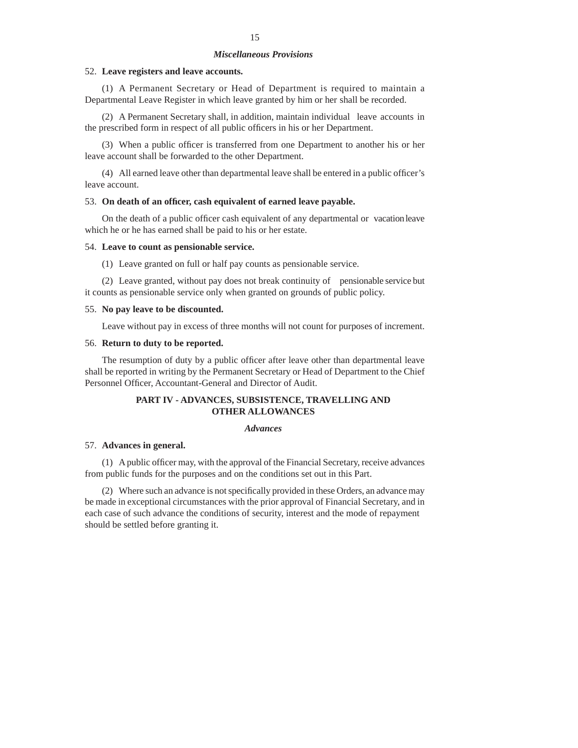### *Miscellaneous Provisions*

52. **Leave registers and leave accounts.**

(1) A Permanent Secretary or Head of Department is required to maintain a Departmental Leave Register in which leave granted by him or her shall be recorded.

(2) A Permanent Secretary shall, in addition, maintain individual leave accounts in the prescribed form in respect of all public officers in his or her Department.

(3) When a public officer is transferred from one Department to another his or her leave account shall be forwarded to the other Department.

(4) All earned leave other than departmental leave shall be entered in a public officer's leave account.

53. **On death of an officer, cash equivalent of earned leave payable.**

On the death of a public officer cash equivalent of any departmental or vacation leave which he or he has earned shall be paid to his or her estate.

54. **Leave to count as pensionable service.**

(1) Leave granted on full or half pay counts as pensionable service.

(2) Leave granted, without pay does not break continuity of pensionable service but it counts as pensionable service only when granted on grounds of public policy.

55. **No pay leave to be discounted.**

Leave without pay in excess of three months will not count for purposes of increment.

56. **Return to duty to be reported.**

The resumption of duty by a public officer after leave other than departmental leave shall be reported in writing by the Permanent Secretary or Head of Department to the Chief Personnel Officer, Accountant-General and Director of Audit.

## PART IV - ADVANCES, SUBSISTENCE, TRAVELLING AND OTHER ALLOWANCES

### *Advances*

57. **Advances in general.**

(1) A public officer may, with the approval of the Financial Secretary, receive advances from public funds for the purposes and on the conditions set out in this Part.

(2) Where such an advance is not specifically provided in these Orders, an advance may be made in exceptional circumstances with the prior approval of Financial Secretary, and in each case of such advance the conditions of security, interest and the mode of repayment should be settled before granting it.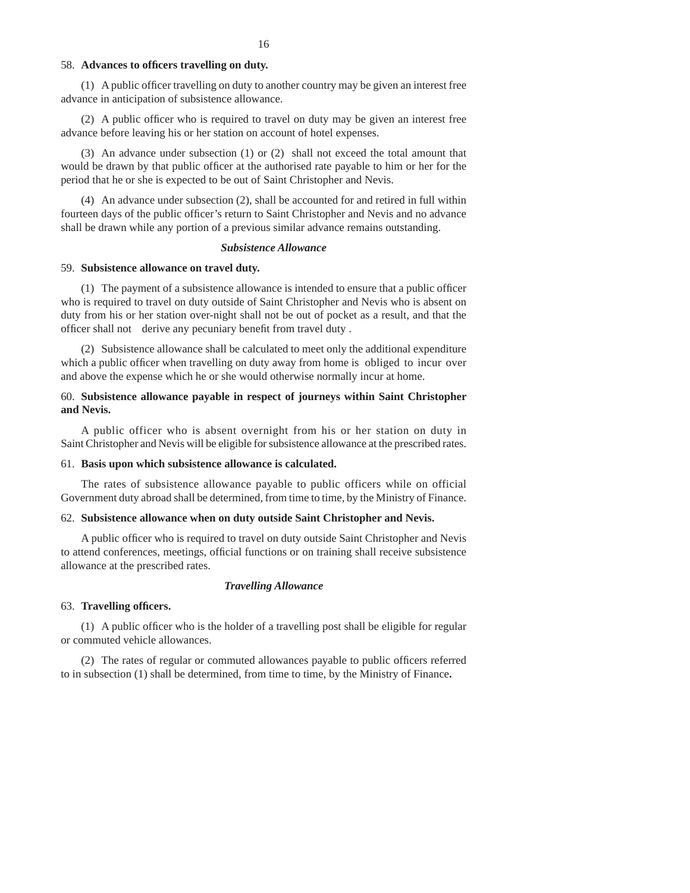58. **Advances to officers travelling on duty.**

(1) A public officer travelling on duty to another country may be given an interest free advance in anticipation of subsistence allowance.

(2) A public officer who is required to travel on duty may be given an interest free advance before leaving his or her station on account of hotel expenses.

(3) An advance under subsection (1) or (2) shall not exceed the total amount that would be drawn by that public officer at the authorised rate payable to him or her for the period that he or she is expected to be out of Saint Christopher and Nevis.

(4) An advance under subsection (2), shall be accounted for and retired in full within fourteen days of the public officer's return to Saint Christopher and Nevis and no advance shall be drawn while any portion of a previous similar advance remains outstanding.

***Subsistence Allowance***

59. **Subsistence allowance on travel duty.**

(1) The payment of a subsistence allowance is intended to ensure that a public officer who is required to travel on duty outside of Saint Christopher and Nevis who is absent on duty from his or her station over-night shall not be out of pocket as a result, and that the officer shall not derive any pecuniary benefit from travel duty .

(2) Subsistence allowance shall be calculated to meet only the additional expenditure which a public officer when travelling on duty away from home is obliged to incur over and above the expense which he or she would otherwise normally incur at home.

60. **Subsistence allowance payable in respect of journeys within Saint Christopher and Nevis.**

A public officer who is absent overnight from his or her station on duty in Saint Christopher and Nevis will be eligible for subsistence allowance at the prescribed rates.

61. **Basis upon which subsistence allowance is calculated.**

The rates of subsistence allowance payable to public officers while on official Government duty abroad shall be determined, from time to time, by the Ministry of Finance.

62. **Subsistence allowance when on duty outside Saint Christopher and Nevis.**

A public officer who is required to travel on duty outside Saint Christopher and Nevis to attend conferences, meetings, official functions or on training shall receive subsistence allowance at the prescribed rates.

***Travelling Allowance***

63. **Travelling officers.**

(1) A public officer who is the holder of a travelling post shall be eligible for regular or commuted vehicle allowances.

(2) The rates of regular or commuted allowances payable to public officers referred to in subsection (1) shall be determined, from time to time, by the Ministry of Finance.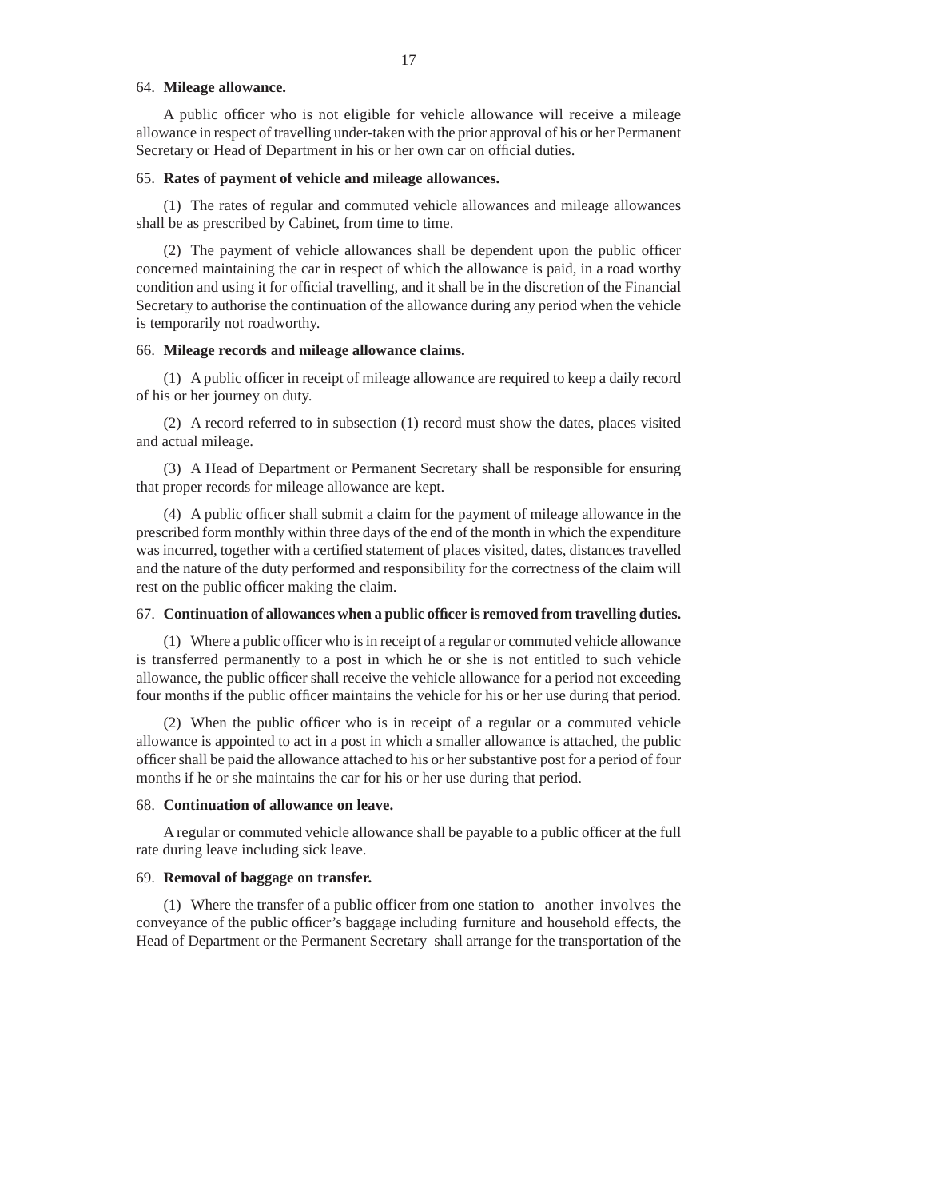64. **Mileage allowance.**

A public officer who is not eligible for vehicle allowance will receive a mileage allowance in respect of travelling under-taken with the prior approval of his or her Permanent Secretary or Head of Department in his or her own car on official duties.

65. **Rates of payment of vehicle and mileage allowances.**

(1) The rates of regular and commuted vehicle allowances and mileage allowances shall be as prescribed by Cabinet, from time to time.

(2) The payment of vehicle allowances shall be dependent upon the public officer concerned maintaining the car in respect of which the allowance is paid, in a road worthy condition and using it for official travelling, and it shall be in the discretion of the Financial Secretary to authorise the continuation of the allowance during any period when the vehicle is temporarily not roadworthy.

66. **Mileage records and mileage allowance claims.**

(1) A public officer in receipt of mileage allowance are required to keep a daily record of his or her journey on duty.

(2) A record referred to in subsection (1) record must show the dates, places visited and actual mileage.

(3) A Head of Department or Permanent Secretary shall be responsible for ensuring that proper records for mileage allowance are kept.

(4) A public officer shall submit a claim for the payment of mileage allowance in the prescribed form monthly within three days of the end of the month in which the expenditure was incurred, together with a certified statement of places visited, dates, distances travelled and the nature of the duty performed and responsibility for the correctness of the claim will rest on the public officer making the claim.

67. **Continuation of allowances when a public officer is removed from travelling duties.**

(1) Where a public officer who is in receipt of a regular or commuted vehicle allowance is transferred permanently to a post in which he or she is not entitled to such vehicle allowance, the public officer shall receive the vehicle allowance for a period not exceeding four months if the public officer maintains the vehicle for his or her use during that period.

(2) When the public officer who is in receipt of a regular or a commuted vehicle allowance is appointed to act in a post in which a smaller allowance is attached, the public officer shall be paid the allowance attached to his or her substantive post for a period of four months if he or she maintains the car for his or her use during that period.

68. **Continuation of allowance on leave.**

A regular or commuted vehicle allowance shall be payable to a public officer at the full rate during leave including sick leave.

69. **Removal of baggage on transfer.**

(1) Where the transfer of a public officer from one station to another involves the conveyance of the public officer's baggage including furniture and household effects, the Head of Department or the Permanent Secretary shall arrange for the transportation of the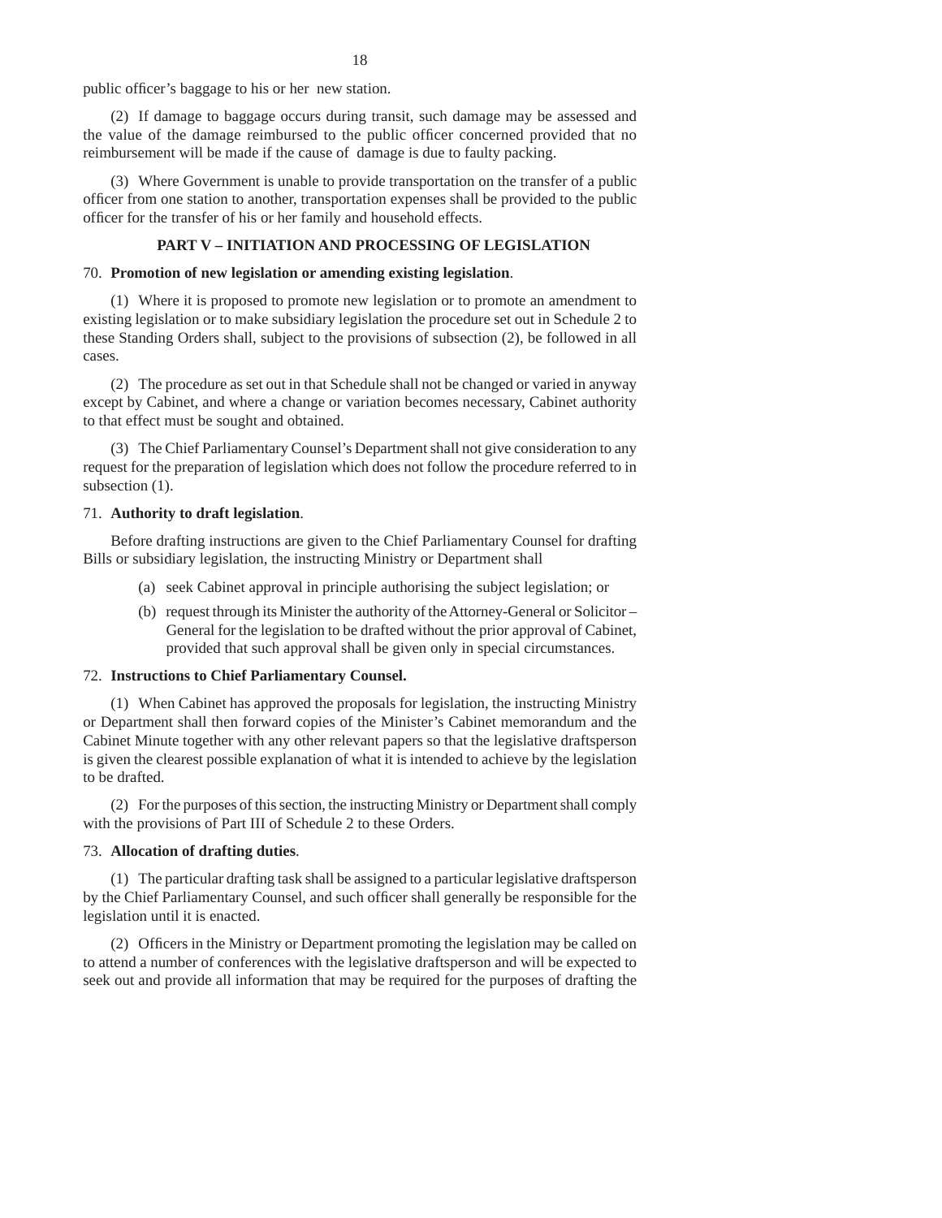public officer's baggage to his or her new station.

(2) If damage to baggage occurs during transit, such damage may be assessed and the value of the damage reimbursed to the public officer concerned provided that no reimbursement will be made if the cause of damage is due to faulty packing.

(3) Where Government is unable to provide transportation on the transfer of a public officer from one station to another, transportation expenses shall be provided to the public officer for the transfer of his or her family and household effects.

## PART V – INITIATION AND PROCESSING OF LEGISLATION

70. **Promotion of new legislation or amending existing legislation**.

(1) Where it is proposed to promote new legislation or to promote an amendment to existing legislation or to make subsidiary legislation the procedure set out in Schedule 2 to these Standing Orders shall, subject to the provisions of subsection (2), be followed in all cases.

(2) The procedure as set out in that Schedule shall not be changed or varied in anyway except by Cabinet, and where a change or variation becomes necessary, Cabinet authority to that effect must be sought and obtained.

(3) The Chief Parliamentary Counsel's Department shall not give consideration to any request for the preparation of legislation which does not follow the procedure referred to in subsection (1).

71. **Authority to draft legislation**.

Before drafting instructions are given to the Chief Parliamentary Counsel for drafting Bills or subsidiary legislation, the instructing Ministry or Department shall

(a) seek Cabinet approval in principle authorising the subject legislation; or

(b) request through its Minister the authority of the Attorney-General or Solicitor – General for the legislation to be drafted without the prior approval of Cabinet, provided that such approval shall be given only in special circumstances.

72. **Instructions to Chief Parliamentary Counsel.**

(1) When Cabinet has approved the proposals for legislation, the instructing Ministry or Department shall then forward copies of the Minister's Cabinet memorandum and the Cabinet Minute together with any other relevant papers so that the legislative draftsperson is given the clearest possible explanation of what it is intended to achieve by the legislation to be drafted.

(2) For the purposes of this section, the instructing Ministry or Department shall comply with the provisions of Part III of Schedule 2 to these Orders.

73. **Allocation of drafting duties**.

(1) The particular drafting task shall be assigned to a particular legislative draftsperson by the Chief Parliamentary Counsel, and such officer shall generally be responsible for the legislation until it is enacted.

(2) Officers in the Ministry or Department promoting the legislation may be called on to attend a number of conferences with the legislative draftsperson and will be expected to seek out and provide all information that may be required for the purposes of drafting the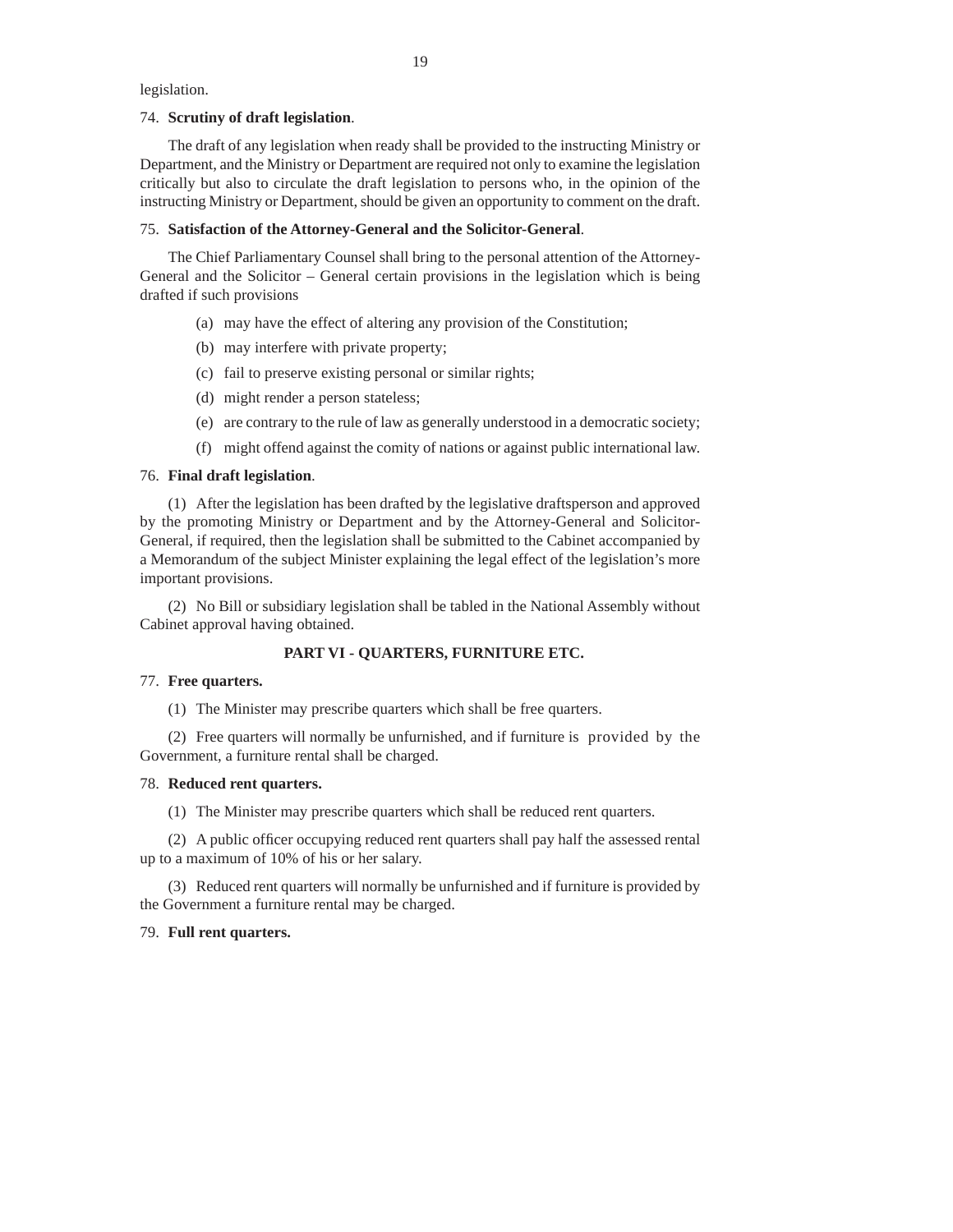legislation.

74. **Scrutiny of draft legislation**.

The draft of any legislation when ready shall be provided to the instructing Ministry or Department, and the Ministry or Department are required not only to examine the legislation critically but also to circulate the draft legislation to persons who, in the opinion of the instructing Ministry or Department, should be given an opportunity to comment on the draft.

75. **Satisfaction of the Attorney-General and the Solicitor-General**.

The Chief Parliamentary Counsel shall bring to the personal attention of the Attorney-General and the Solicitor – General certain provisions in the legislation which is being drafted if such provisions

(a) may have the effect of altering any provision of the Constitution;

(b) may interfere with private property;

(c) fail to preserve existing personal or similar rights;

(d) might render a person stateless;

(e) are contrary to the rule of law as generally understood in a democratic society;

(f) might offend against the comity of nations or against public international law.

76. **Final draft legislation**.

(1) After the legislation has been drafted by the legislative draftsperson and approved by the promoting Ministry or Department and by the Attorney-General and Solicitor-General, if required, then the legislation shall be submitted to the Cabinet accompanied by a Memorandum of the subject Minister explaining the legal effect of the legislation's more important provisions.

(2) No Bill or subsidiary legislation shall be tabled in the National Assembly without Cabinet approval having obtained.

## PART VI - QUARTERS, FURNITURE ETC.

77. **Free quarters.**

(1) The Minister may prescribe quarters which shall be free quarters.

(2) Free quarters will normally be unfurnished, and if furniture is provided by the Government, a furniture rental shall be charged.

78. **Reduced rent quarters.**

(1) The Minister may prescribe quarters which shall be reduced rent quarters.

(2) A public officer occupying reduced rent quarters shall pay half the assessed rental up to a maximum of 10% of his or her salary.

(3) Reduced rent quarters will normally be unfurnished and if furniture is provided by the Government a furniture rental may be charged.

79. **Full rent quarters.**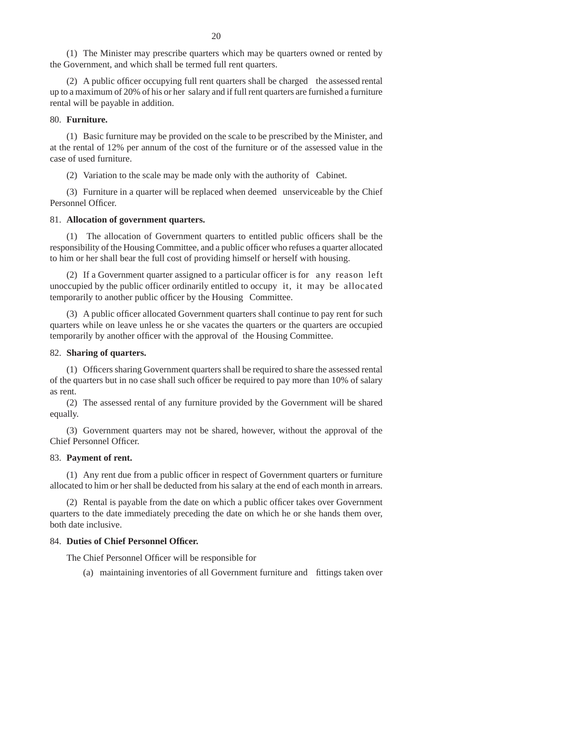(1) The Minister may prescribe quarters which may be quarters owned or rented by the Government, and which shall be termed full rent quarters.

(2) A public officer occupying full rent quarters shall be charged the assessed rental up to a maximum of 20% of his or her salary and if full rent quarters are furnished a furniture rental will be payable in addition.

80. **Furniture.**

(1) Basic furniture may be provided on the scale to be prescribed by the Minister, and at the rental of 12% per annum of the cost of the furniture or of the assessed value in the case of used furniture.

(2) Variation to the scale may be made only with the authority of Cabinet.

(3) Furniture in a quarter will be replaced when deemed unserviceable by the Chief Personnel Officer.

81. **Allocation of government quarters.**

(1) The allocation of Government quarters to entitled public officers shall be the responsibility of the Housing Committee, and a public officer who refuses a quarter allocated to him or her shall bear the full cost of providing himself or herself with housing.

(2) If a Government quarter assigned to a particular officer is for any reason left unoccupied by the public officer ordinarily entitled to occupy it, it may be allocated temporarily to another public officer by the Housing Committee.

(3) A public officer allocated Government quarters shall continue to pay rent for such quarters while on leave unless he or she vacates the quarters or the quarters are occupied temporarily by another officer with the approval of the Housing Committee.

82. **Sharing of quarters.**

(1) Officers sharing Government quarters shall be required to share the assessed rental of the quarters but in no case shall such officer be required to pay more than 10% of salary as rent.

(2) The assessed rental of any furniture provided by the Government will be shared equally.

(3) Government quarters may not be shared, however, without the approval of the Chief Personnel Officer.

83. **Payment of rent.**

(1) Any rent due from a public officer in respect of Government quarters or furniture allocated to him or her shall be deducted from his salary at the end of each month in arrears.

(2) Rental is payable from the date on which a public officer takes over Government quarters to the date immediately preceding the date on which he or she hands them over, both date inclusive.

84. **Duties of Chief Personnel Officer.**

The Chief Personnel Officer will be responsible for

(a) maintaining inventories of all Government furniture and fittings taken over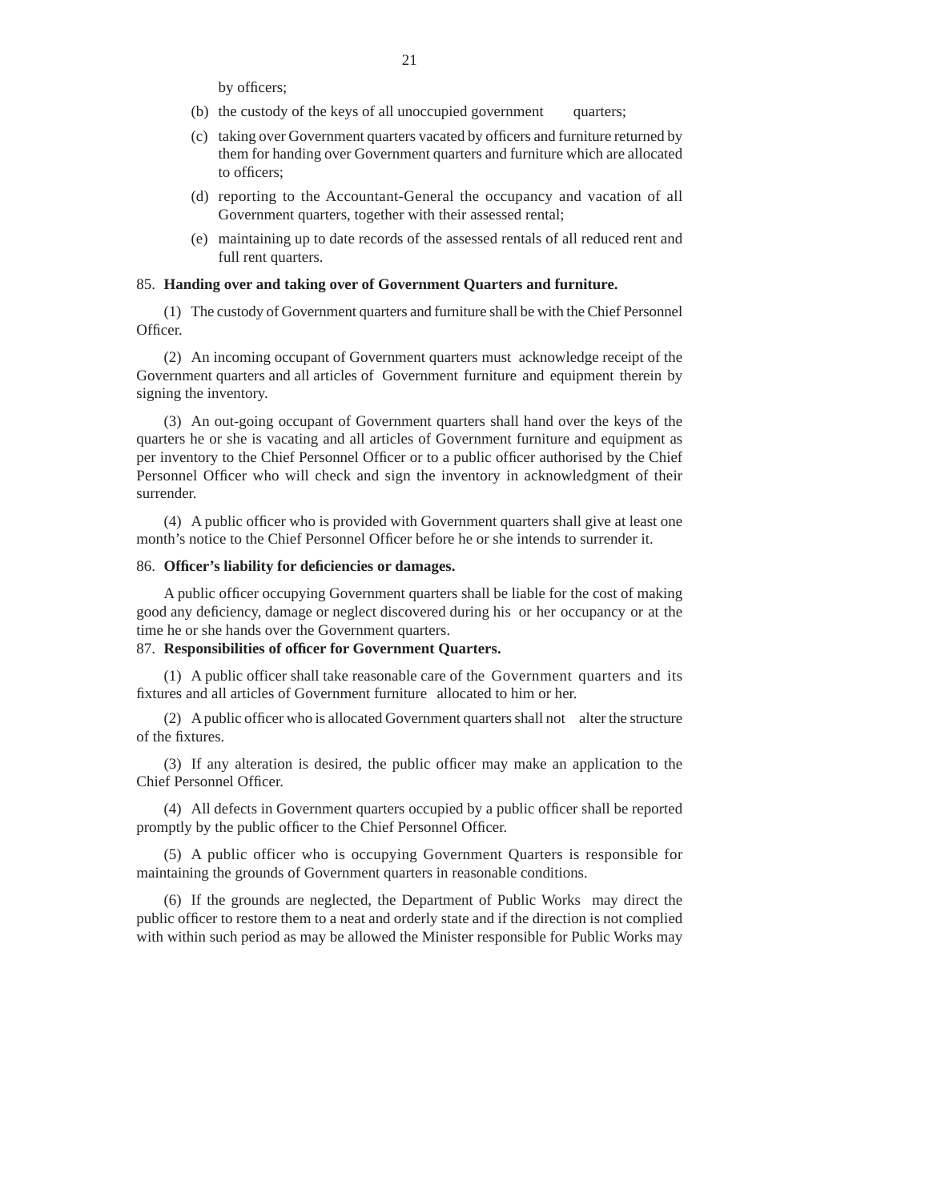by officers;

(b) the custody of the keys of all unoccupied government quarters;

(c) taking over Government quarters vacated by officers and furniture returned by them for handing over Government quarters and furniture which are allocated to officers;

(d) reporting to the Accountant-General the occupancy and vacation of all Government quarters, together with their assessed rental;

(e) maintaining up to date records of the assessed rentals of all reduced rent and full rent quarters.

85. **Handing over and taking over of Government Quarters and furniture.**

(1) The custody of Government quarters and furniture shall be with the Chief Personnel Officer.

(2) An incoming occupant of Government quarters must acknowledge receipt of the Government quarters and all articles of Government furniture and equipment therein by signing the inventory.

(3) An out-going occupant of Government quarters shall hand over the keys of the quarters he or she is vacating and all articles of Government furniture and equipment as per inventory to the Chief Personnel Officer or to a public officer authorised by the Chief Personnel Officer who will check and sign the inventory in acknowledgment of their surrender.

(4) A public officer who is provided with Government quarters shall give at least one month's notice to the Chief Personnel Officer before he or she intends to surrender it.

86. **Officer's liability for deficiencies or damages.**

A public officer occupying Government quarters shall be liable for the cost of making good any deficiency, damage or neglect discovered during his or her occupancy or at the time he or she hands over the Government quarters.

87. **Responsibilities of officer for Government Quarters.**

(1) A public officer shall take reasonable care of the Government quarters and its fixtures and all articles of Government furniture allocated to him or her.

(2) A public officer who is allocated Government quarters shall not alter the structure of the fixtures.

(3) If any alteration is desired, the public officer may make an application to the Chief Personnel Officer.

(4) All defects in Government quarters occupied by a public officer shall be reported promptly by the public officer to the Chief Personnel Officer.

(5) A public officer who is occupying Government Quarters is responsible for maintaining the grounds of Government quarters in reasonable conditions.

(6) If the grounds are neglected, the Department of Public Works may direct the public officer to restore them to a neat and orderly state and if the direction is not complied with within such period as may be allowed the Minister responsible for Public Works may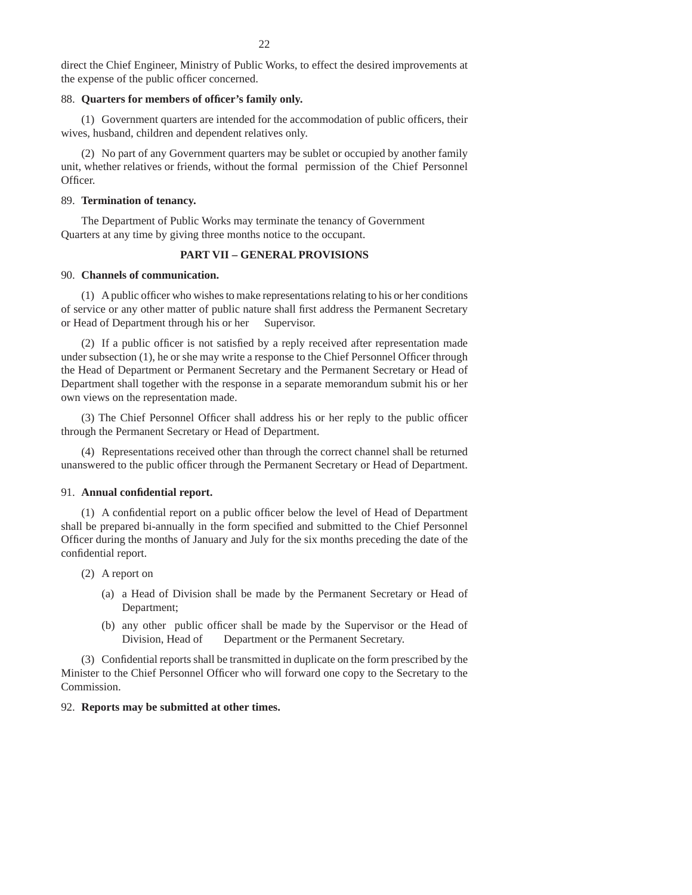direct the Chief Engineer, Ministry of Public Works, to effect the desired improvements at the expense of the public officer concerned.

88. **Quarters for members of officer's family only.**

(1) Government quarters are intended for the accommodation of public officers, their wives, husband, children and dependent relatives only.

(2) No part of any Government quarters may be sublet or occupied by another family unit, whether relatives or friends, without the formal permission of the Chief Personnel Officer.

89. **Termination of tenancy.**

The Department of Public Works may terminate the tenancy of Government Quarters at any time by giving three months notice to the occupant.

## PART VII – GENERAL PROVISIONS

90. **Channels of communication.**

(1) A public officer who wishes to make representations relating to his or her conditions of service or any other matter of public nature shall first address the Permanent Secretary or Head of Department through his or her Supervisor.

(2) If a public officer is not satisfied by a reply received after representation made under subsection (1), he or she may write a response to the Chief Personnel Officer through the Head of Department or Permanent Secretary and the Permanent Secretary or Head of Department shall together with the response in a separate memorandum submit his or her own views on the representation made.

(3) The Chief Personnel Officer shall address his or her reply to the public officer through the Permanent Secretary or Head of Department.

(4) Representations received other than through the correct channel shall be returned unanswered to the public officer through the Permanent Secretary or Head of Department.

91. **Annual confidential report.**

(1) A confidential report on a public officer below the level of Head of Department shall be prepared bi-annually in the form specified and submitted to the Chief Personnel Officer during the months of January and July for the six months preceding the date of the confidential report.

(2) A report on

(a) a Head of Division shall be made by the Permanent Secretary or Head of Department;

(b) any other public officer shall be made by the Supervisor or the Head of Division, Head of Department or the Permanent Secretary.

(3) Confidential reports shall be transmitted in duplicate on the form prescribed by the Minister to the Chief Personnel Officer who will forward one copy to the Secretary to the Commission.

92. **Reports may be submitted at other times.**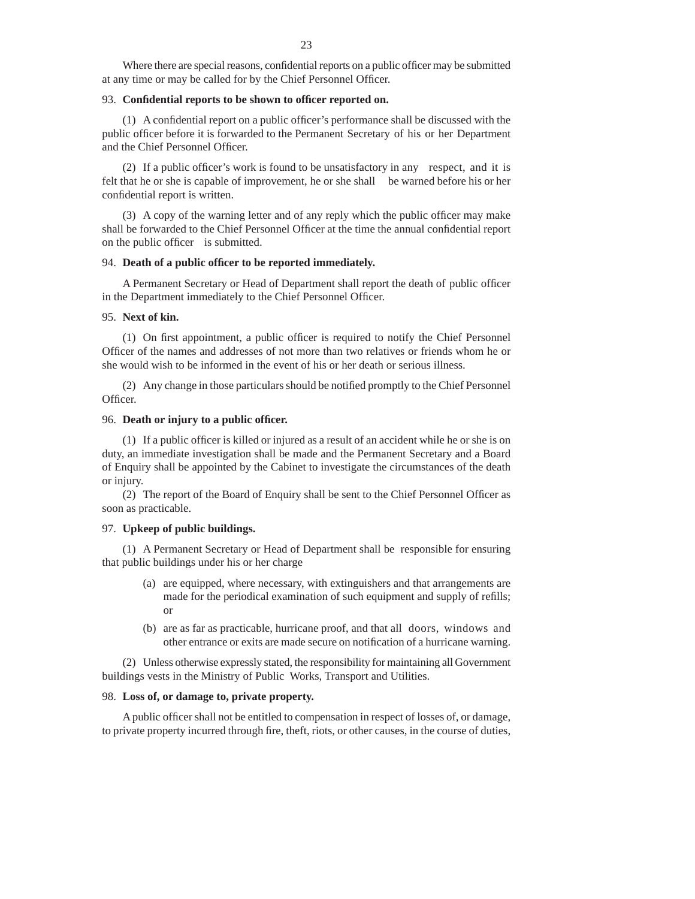Where there are special reasons, confidential reports on a public officer may be submitted at any time or may be called for by the Chief Personnel Officer.

93. **Confidential reports to be shown to officer reported on.**

(1) A confidential report on a public officer's performance shall be discussed with the public officer before it is forwarded to the Permanent Secretary of his or her Department and the Chief Personnel Officer.

(2) If a public officer's work is found to be unsatisfactory in any respect, and it is felt that he or she is capable of improvement, he or she shall be warned before his or her confidential report is written.

(3) A copy of the warning letter and of any reply which the public officer may make shall be forwarded to the Chief Personnel Officer at the time the annual confidential report on the public officer is submitted.

94. **Death of a public officer to be reported immediately.**

A Permanent Secretary or Head of Department shall report the death of public officer in the Department immediately to the Chief Personnel Officer.

95. **Next of kin.**

(1) On first appointment, a public officer is required to notify the Chief Personnel Officer of the names and addresses of not more than two relatives or friends whom he or she would wish to be informed in the event of his or her death or serious illness.

(2) Any change in those particulars should be notified promptly to the Chief Personnel Officer.

96. **Death or injury to a public officer.**

(1) If a public officer is killed or injured as a result of an accident while he or she is on duty, an immediate investigation shall be made and the Permanent Secretary and a Board of Enquiry shall be appointed by the Cabinet to investigate the circumstances of the death or injury.

(2) The report of the Board of Enquiry shall be sent to the Chief Personnel Officer as soon as practicable.

97. **Upkeep of public buildings.**

(1) A Permanent Secretary or Head of Department shall be responsible for ensuring that public buildings under his or her charge

- (a) are equipped, where necessary, with extinguishers and that arrangements are made for the periodical examination of such equipment and supply of refills; or
- (b) are as far as practicable, hurricane proof, and that all doors, windows and other entrance or exits are made secure on notification of a hurricane warning.

(2) Unless otherwise expressly stated, the responsibility for maintaining all Government buildings vests in the Ministry of Public Works, Transport and Utilities.

98. **Loss of, or damage to, private property.**

A public officer shall not be entitled to compensation in respect of losses of, or damage, to private property incurred through fire, theft, riots, or other causes, in the course of duties,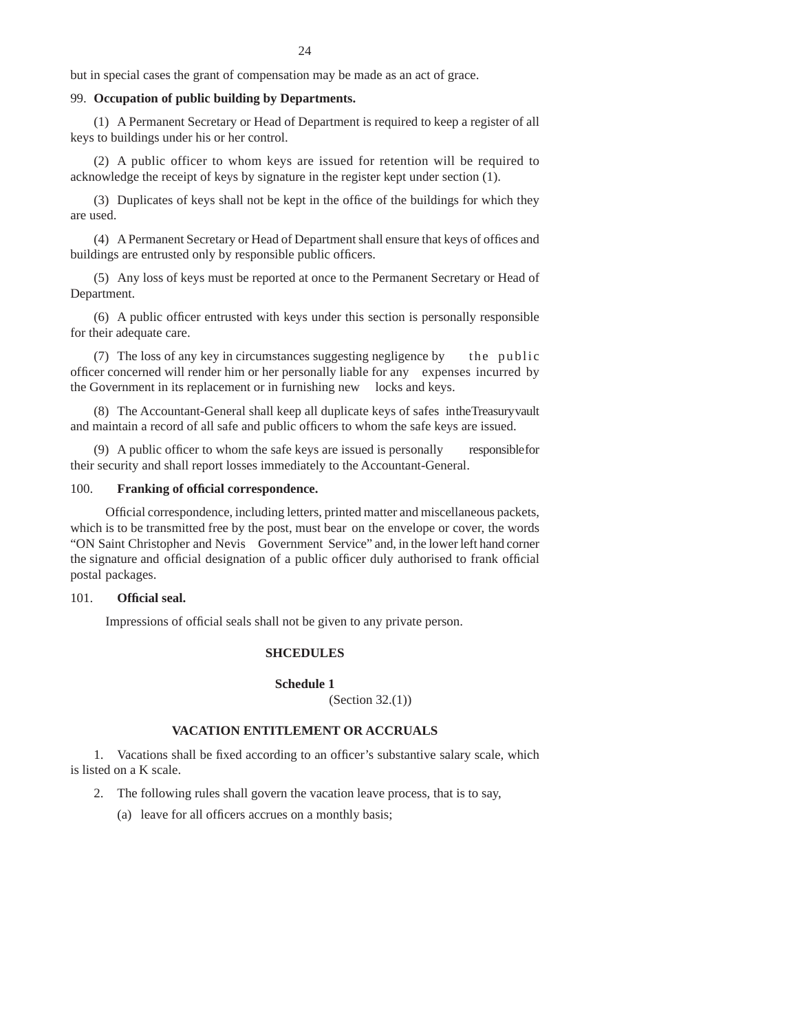but in special cases the grant of compensation may be made as an act of grace.

99. **Occupation of public building by Departments.**

(1) A Permanent Secretary or Head of Department is required to keep a register of all keys to buildings under his or her control.

(2) A public officer to whom keys are issued for retention will be required to acknowledge the receipt of keys by signature in the register kept under section (1).

(3) Duplicates of keys shall not be kept in the office of the buildings for which they are used.

(4) A Permanent Secretary or Head of Department shall ensure that keys of offices and buildings are entrusted only by responsible public officers.

(5) Any loss of keys must be reported at once to the Permanent Secretary or Head of Department.

(6) A public officer entrusted with keys under this section is personally responsible for their adequate care.

(7) The loss of any key in circumstances suggesting negligence by the public officer concerned will render him or her personally liable for any expenses incurred by the Government in its replacement or in furnishing new locks and keys.

(8) The Accountant-General shall keep all duplicate keys of safes in the Treasury vault and maintain a record of all safe and public officers to whom the safe keys are issued.

(9) A public officer to whom the safe keys are issued is personally responsible for their security and shall report losses immediately to the Accountant-General.

100. **Franking of official correspondence.**

Official correspondence, including letters, printed matter and miscellaneous packets, which is to be transmitted free by the post, must bear on the envelope or cover, the words "ON Saint Christopher and Nevis Government Service" and, in the lower left hand corner the signature and official designation of a public officer duly authorised to frank official postal packages.

101. **Official seal.**

Impressions of official seals shall not be given to any private person.

## SHCEDULES

### Schedule 1

(Section 32.(1))

### VACATION ENTITLEMENT OR ACCRUALS

1. Vacations shall be fixed according to an officer's substantive salary scale, which is listed on a K scale.

2. The following rules shall govern the vacation leave process, that is to say,

   (a) leave for all officers accrues on a monthly basis;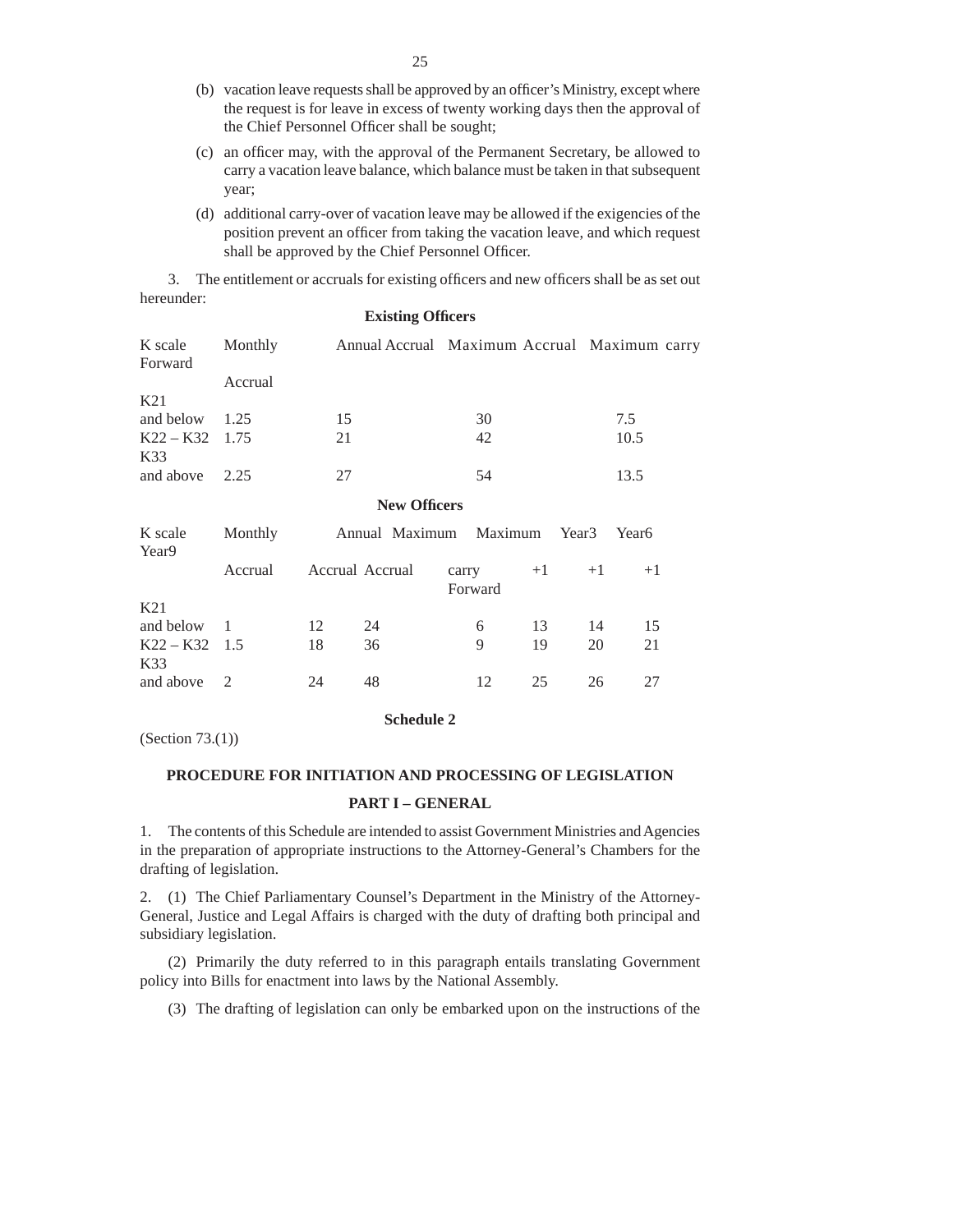(b) vacation leave requests shall be approved by an officer's Ministry, except where the request is for leave in excess of twenty working days then the approval of the Chief Personnel Officer shall be sought;

(c) an officer may, with the approval of the Permanent Secretary, be allowed to carry a vacation leave balance, which balance must be taken in that subsequent year;

(d) additional carry-over of vacation leave may be allowed if the exigencies of the position prevent an officer from taking the vacation leave, and which request shall be approved by the Chief Personnel Officer.

3. The entitlement or accruals for existing officers and new officers shall be as set out hereunder:

**Existing Officers**

| K scale | Monthly Accrual | Annual Accrual | Maximum Accrual | Maximum carry Forward |
|---|---|---|---|---|
| K21 and below | 1.25 | 15 | 30 | 7.5 |
| K22 – K32 | 1.75 | 21 | 42 | 10.5 |
| K33 and above | 2.25 | 27 | 54 | 13.5 |

**New Officers**

| K scale | Monthly Accrual | Annual Accrual | Maximum Accrual | Maximum carry Forward | Year3 +1 | Year6 +1 | Year9 +1 |
|---|---|---|---|---|---|---|---|
| K21 and below | 1 | 12 | 24 | 6 | 13 | 14 | 15 |
| K22 – K32 | 1.5 | 18 | 36 | 9 | 19 | 20 | 21 |
| K33 and above | 2 | 24 | 48 | 12 | 25 | 26 | 27 |

**Schedule 2**

(Section 73.(1))

**PROCEDURE FOR INITIATION AND PROCESSING OF LEGISLATION**

**PART I – GENERAL**

1. The contents of this Schedule are intended to assist Government Ministries and Agencies in the preparation of appropriate instructions to the Attorney-General's Chambers for the drafting of legislation.

2. (1) The Chief Parliamentary Counsel's Department in the Ministry of the Attorney-General, Justice and Legal Affairs is charged with the duty of drafting both principal and subsidiary legislation.

(2) Primarily the duty referred to in this paragraph entails translating Government policy into Bills for enactment into laws by the National Assembly.

(3) The drafting of legislation can only be embarked upon on the instructions of the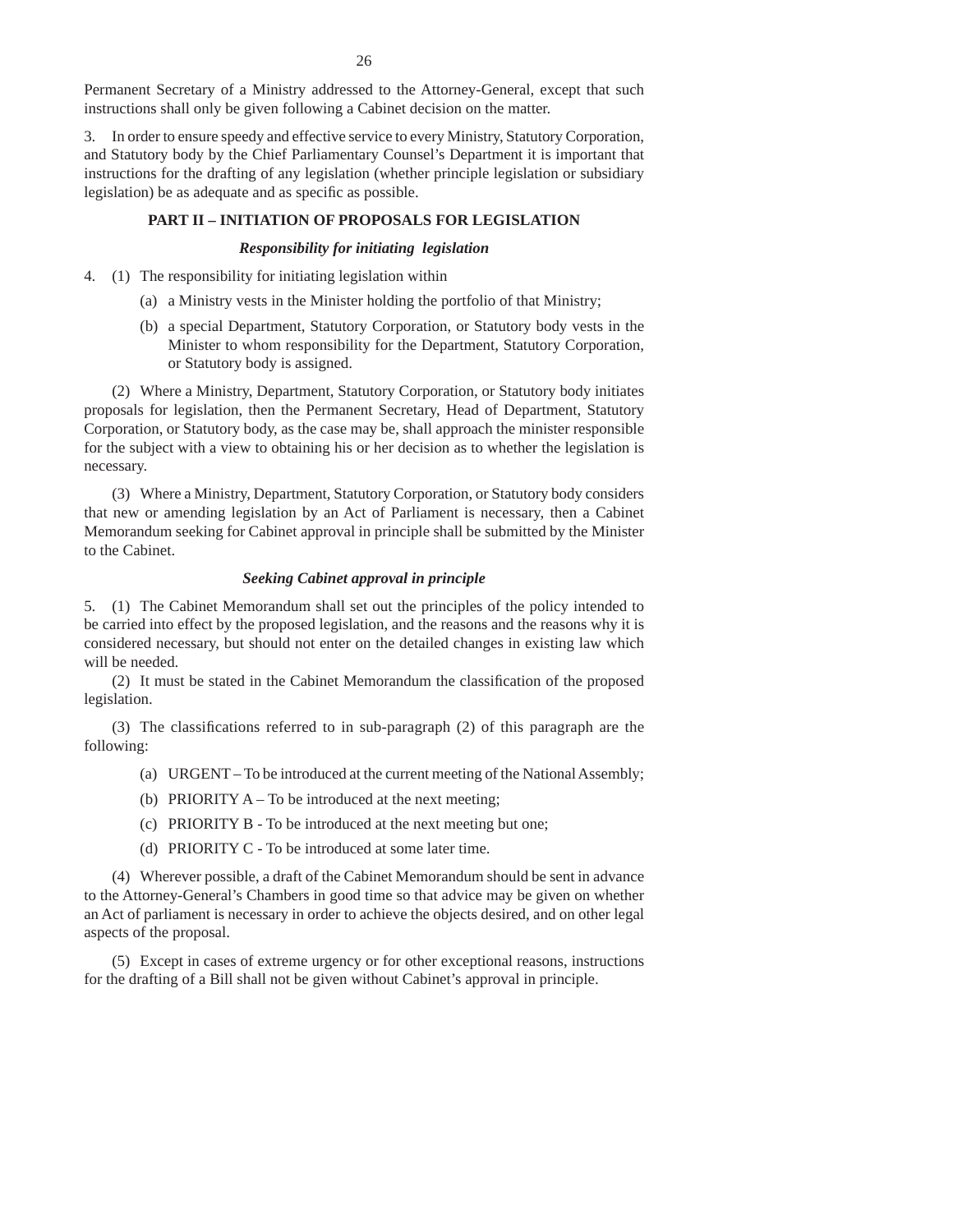Permanent Secretary of a Ministry addressed to the Attorney-General, except that such instructions shall only be given following a Cabinet decision on the matter.

3. In order to ensure speedy and effective service to every Ministry, Statutory Corporation, and Statutory body by the Chief Parliamentary Counsel's Department it is important that instructions for the drafting of any legislation (whether principle legislation or subsidiary legislation) be as adequate and as specific as possible.

**PART II – INITIATION OF PROPOSALS FOR LEGISLATION**

***Responsibility for initiating legislation***

4. (1) The responsibility for initiating legislation within

(a) a Ministry vests in the Minister holding the portfolio of that Ministry;

(b) a special Department, Statutory Corporation, or Statutory body vests in the Minister to whom responsibility for the Department, Statutory Corporation, or Statutory body is assigned.

(2) Where a Ministry, Department, Statutory Corporation, or Statutory body initiates proposals for legislation, then the Permanent Secretary, Head of Department, Statutory Corporation, or Statutory body, as the case may be, shall approach the minister responsible for the subject with a view to obtaining his or her decision as to whether the legislation is necessary.

(3) Where a Ministry, Department, Statutory Corporation, or Statutory body considers that new or amending legislation by an Act of Parliament is necessary, then a Cabinet Memorandum seeking for Cabinet approval in principle shall be submitted by the Minister to the Cabinet.

***Seeking Cabinet approval in principle***

5. (1) The Cabinet Memorandum shall set out the principles of the policy intended to be carried into effect by the proposed legislation, and the reasons and the reasons why it is considered necessary, but should not enter on the detailed changes in existing law which will be needed.

(2) It must be stated in the Cabinet Memorandum the classification of the proposed legislation.

(3) The classifications referred to in sub-paragraph (2) of this paragraph are the following:

(a) URGENT – To be introduced at the current meeting of the National Assembly;

(b) PRIORITY A – To be introduced at the next meeting;

(c) PRIORITY B - To be introduced at the next meeting but one;

(d) PRIORITY C - To be introduced at some later time.

(4) Wherever possible, a draft of the Cabinet Memorandum should be sent in advance to the Attorney-General's Chambers in good time so that advice may be given on whether an Act of parliament is necessary in order to achieve the objects desired, and on other legal aspects of the proposal.

(5) Except in cases of extreme urgency or for other exceptional reasons, instructions for the drafting of a Bill shall not be given without Cabinet's approval in principle.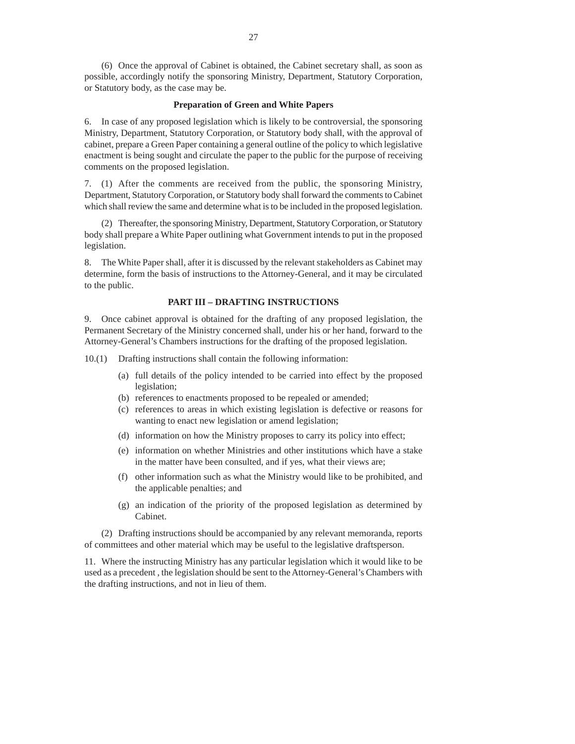(6) Once the approval of Cabinet is obtained, the Cabinet secretary shall, as soon as possible, accordingly notify the sponsoring Ministry, Department, Statutory Corporation, or Statutory body, as the case may be.

### Preparation of Green and White Papers

6. In case of any proposed legislation which is likely to be controversial, the sponsoring Ministry, Department, Statutory Corporation, or Statutory body shall, with the approval of cabinet, prepare a Green Paper containing a general outline of the policy to which legislative enactment is being sought and circulate the paper to the public for the purpose of receiving comments on the proposed legislation.

7. (1) After the comments are received from the public, the sponsoring Ministry, Department, Statutory Corporation, or Statutory body shall forward the comments to Cabinet which shall review the same and determine what is to be included in the proposed legislation.

(2) Thereafter, the sponsoring Ministry, Department, Statutory Corporation, or Statutory body shall prepare a White Paper outlining what Government intends to put in the proposed legislation.

8. The White Paper shall, after it is discussed by the relevant stakeholders as Cabinet may determine, form the basis of instructions to the Attorney-General, and it may be circulated to the public.

## PART III – DRAFTING INSTRUCTIONS

9. Once cabinet approval is obtained for the drafting of any proposed legislation, the Permanent Secretary of the Ministry concerned shall, under his or her hand, forward to the Attorney-General's Chambers instructions for the drafting of the proposed legislation.

10.(1) Drafting instructions shall contain the following information:

(a) full details of the policy intended to be carried into effect by the proposed legislation;

(b) references to enactments proposed to be repealed or amended;

(c) references to areas in which existing legislation is defective or reasons for wanting to enact new legislation or amend legislation;

(d) information on how the Ministry proposes to carry its policy into effect;

(e) information on whether Ministries and other institutions which have a stake in the matter have been consulted, and if yes, what their views are;

(f) other information such as what the Ministry would like to be prohibited, and the applicable penalties; and

(g) an indication of the priority of the proposed legislation as determined by Cabinet.

(2) Drafting instructions should be accompanied by any relevant memoranda, reports of committees and other material which may be useful to the legislative draftsperson.

11. Where the instructing Ministry has any particular legislation which it would like to be used as a precedent , the legislation should be sent to the Attorney-General's Chambers with the drafting instructions, and not in lieu of them.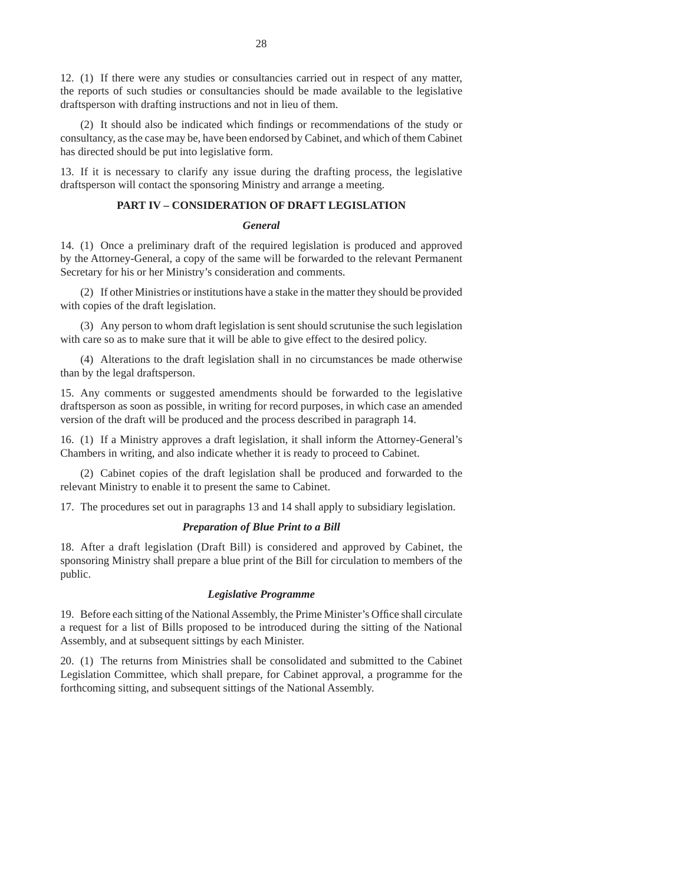12. (1) If there were any studies or consultancies carried out in respect of any matter, the reports of such studies or consultancies should be made available to the legislative draftsperson with drafting instructions and not in lieu of them.

(2) It should also be indicated which findings or recommendations of the study or consultancy, as the case may be, have been endorsed by Cabinet, and which of them Cabinet has directed should be put into legislative form.

13. If it is necessary to clarify any issue during the drafting process, the legislative draftsperson will contact the sponsoring Ministry and arrange a meeting.

## PART IV – CONSIDERATION OF DRAFT LEGISLATION

### *General*

14. (1) Once a preliminary draft of the required legislation is produced and approved by the Attorney-General, a copy of the same will be forwarded to the relevant Permanent Secretary for his or her Ministry's consideration and comments.

(2) If other Ministries or institutions have a stake in the matter they should be provided with copies of the draft legislation.

(3) Any person to whom draft legislation is sent should scrutunise the such legislation with care so as to make sure that it will be able to give effect to the desired policy.

(4) Alterations to the draft legislation shall in no circumstances be made otherwise than by the legal draftsperson.

15. Any comments or suggested amendments should be forwarded to the legislative draftsperson as soon as possible, in writing for record purposes, in which case an amended version of the draft will be produced and the process described in paragraph 14.

16. (1) If a Ministry approves a draft legislation, it shall inform the Attorney-General's Chambers in writing, and also indicate whether it is ready to proceed to Cabinet.

(2) Cabinet copies of the draft legislation shall be produced and forwarded to the relevant Ministry to enable it to present the same to Cabinet.

17. The procedures set out in paragraphs 13 and 14 shall apply to subsidiary legislation.

### *Preparation of Blue Print to a Bill*

18. After a draft legislation (Draft Bill) is considered and approved by Cabinet, the sponsoring Ministry shall prepare a blue print of the Bill for circulation to members of the public.

### *Legislative Programme*

19. Before each sitting of the National Assembly, the Prime Minister's Office shall circulate a request for a list of Bills proposed to be introduced during the sitting of the National Assembly, and at subsequent sittings by each Minister.

20. (1) The returns from Ministries shall be consolidated and submitted to the Cabinet Legislation Committee, which shall prepare, for Cabinet approval, a programme for the forthcoming sitting, and subsequent sittings of the National Assembly.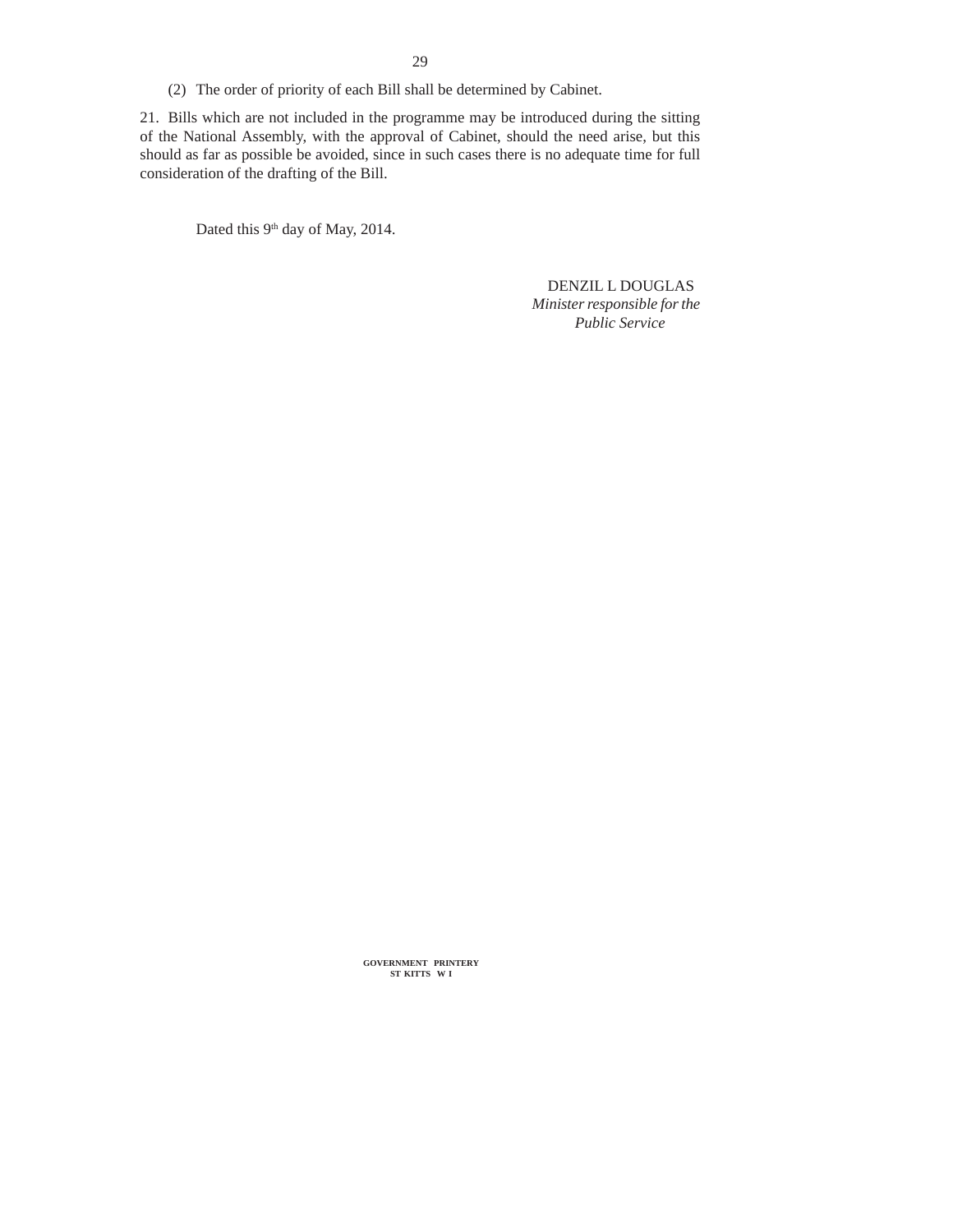(2) The order of priority of each Bill shall be determined by Cabinet.

21. Bills which are not included in the programme may be introduced during the sitting of the National Assembly, with the approval of Cabinet, should the need arise, but this should as far as possible be avoided, since in such cases there is no adequate time for full consideration of the drafting of the Bill.

Dated this 9th day of May, 2014.

DENZIL L DOUGLAS
*Minister responsible for the Public Service*

GOVERNMENT PRINTERY
ST KITTS W I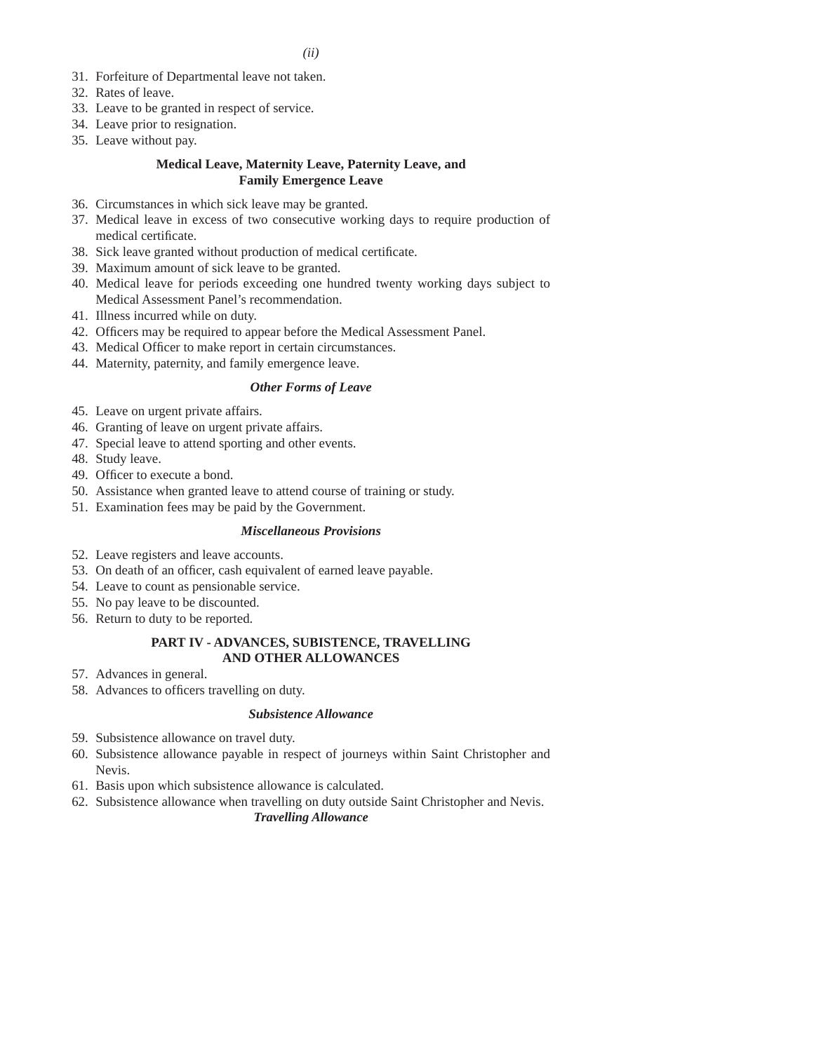31. Forfeiture of Departmental leave not taken.
32. Rates of leave.
33. Leave to be granted in respect of service.
34. Leave prior to resignation.
35. Leave without pay.

**Medical Leave, Maternity Leave, Paternity Leave, and Family Emergence Leave**

36. Circumstances in which sick leave may be granted.
37. Medical leave in excess of two consecutive working days to require production of medical certificate.
38. Sick leave granted without production of medical certificate.
39. Maximum amount of sick leave to be granted.
40. Medical leave for periods exceeding one hundred twenty working days subject to Medical Assessment Panel's recommendation.
41. Illness incurred while on duty.
42. Officers may be required to appear before the Medical Assessment Panel.
43. Medical Officer to make report in certain circumstances.
44. Maternity, paternity, and family emergence leave.

***Other Forms of Leave***

45. Leave on urgent private affairs.
46. Granting of leave on urgent private affairs.
47. Special leave to attend sporting and other events.
48. Study leave.
49. Officer to execute a bond.
50. Assistance when granted leave to attend course of training or study.
51. Examination fees may be paid by the Government.

***Miscellaneous Provisions***

52. Leave registers and leave accounts.
53. On death of an officer, cash equivalent of earned leave payable.
54. Leave to count as pensionable service.
55. No pay leave to be discounted.
56. Return to duty to be reported.

**PART IV - ADVANCES, SUBISTENCE, TRAVELLING AND OTHER ALLOWANCES**

57. Advances in general.
58. Advances to officers travelling on duty.

***Subsistence Allowance***

59. Subsistence allowance on travel duty.
60. Subsistence allowance payable in respect of journeys within Saint Christopher and Nevis.
61. Basis upon which subsistence allowance is calculated.
62. Subsistence allowance when travelling on duty outside Saint Christopher and Nevis.

***Travelling Allowance***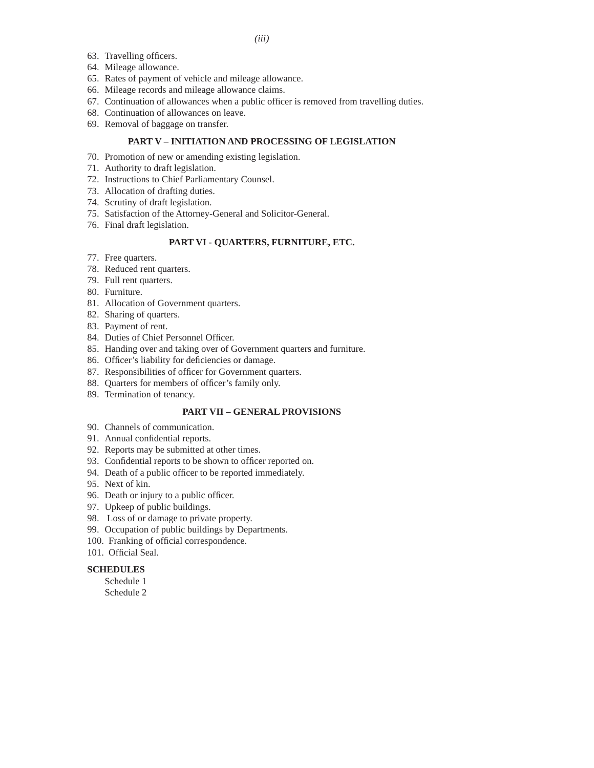63. Travelling officers.
64. Mileage allowance.
65. Rates of payment of vehicle and mileage allowance.
66. Mileage records and mileage allowance claims.
67. Continuation of allowances when a public officer is removed from travelling duties.
68. Continuation of allowances on leave.
69. Removal of baggage on transfer.

## PART V – INITIATION AND PROCESSING OF LEGISLATION

70. Promotion of new or amending existing legislation.
71. Authority to draft legislation.
72. Instructions to Chief Parliamentary Counsel.
73. Allocation of drafting duties.
74. Scrutiny of draft legislation.
75. Satisfaction of the Attorney-General and Solicitor-General.
76. Final draft legislation.

## PART VI - QUARTERS, FURNITURE, ETC.

77. Free quarters.
78. Reduced rent quarters.
79. Full rent quarters.
80. Furniture.
81. Allocation of Government quarters.
82. Sharing of quarters.
83. Payment of rent.
84. Duties of Chief Personnel Officer.
85. Handing over and taking over of Government quarters and furniture.
86. Officer's liability for deficiencies or damage.
87. Responsibilities of officer for Government quarters.
88. Quarters for members of officer's family only.
89. Termination of tenancy.

## PART VII – GENERAL PROVISIONS

90. Channels of communication.
91. Annual confidential reports.
92. Reports may be submitted at other times.
93. Confidential reports to be shown to officer reported on.
94. Death of a public officer to be reported immediately.
95. Next of kin.
96. Death or injury to a public officer.
97. Upkeep of public buildings.
98. Loss of or damage to private property.
99. Occupation of public buildings by Departments.
100. Franking of official correspondence.
101. Official Seal.

**SCHEDULES**

Schedule 1
Schedule 2